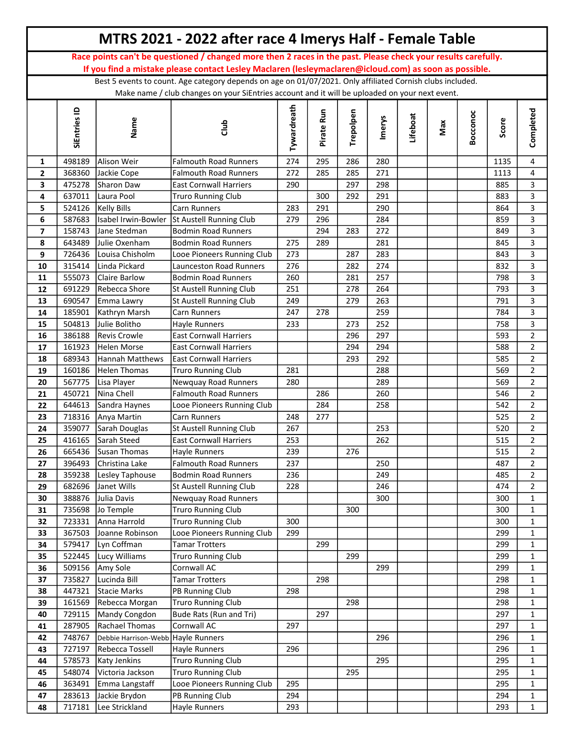# MTRS 2021 - 2022 after race 4 Imerys Half - Female Table

**Race points can't be questioned / changed more then 2 races in the past. Please check your results carefully.**
**If you find a mistake please contact Lesley Maclaren (lesleymaclaren@icloud.com) as soon as possible.**

Best 5 events to count. Age category depends on age on 01/07/2021. Only affiliated Cornish clubs included.
Make name / club changes on your SiEntries account and it will be uploaded on your next event.

| | SiEntries ID | Name | Club | Tywardreath | Pirate Run | Trepolpen | Imerys | Lifeboat | Max | Bocconoc | Score | Completed |
|---|---|---|---|---|---|---|---|---|---|---|---|---|
| 1 | 498189 | Alison Weir | Falmouth Road Runners | 274 | 295 | 286 | 280 | | | | 1135 | 4 |
| 2 | 368360 | Jackie Cope | Falmouth Road Runners | 272 | 285 | 285 | 271 | | | | 1113 | 4 |
| 3 | 475278 | Sharon Daw | East Cornwall Harriers | 290 | | 297 | 298 | | | | 885 | 3 |
| 4 | 637011 | Laura Pool | Truro Running Club | | 300 | 292 | 291 | | | | 883 | 3 |
| 5 | 524126 | Kelly Bills | Carn Runners | 283 | 291 | | 290 | | | | 864 | 3 |
| 6 | 587683 | Isabel Irwin-Bowler | St Austell Running Club | 279 | 296 | | 284 | | | | 859 | 3 |
| 7 | 158743 | Jane Stedman | Bodmin Road Runners | | 294 | 283 | 272 | | | | 849 | 3 |
| 8 | 643489 | Julie Oxenham | Bodmin Road Runners | 275 | 289 | | 281 | | | | 845 | 3 |
| 9 | 726436 | Louisa Chisholm | Looe Pioneers Running Club | 273 | | 287 | 283 | | | | 843 | 3 |
| 10 | 315414 | Linda Pickard | Launceston Road Runners | 276 | | 282 | 274 | | | | 832 | 3 |
| 11 | 555073 | Claire Barlow | Bodmin Road Runners | 260 | | 281 | 257 | | | | 798 | 3 |
| 12 | 691229 | Rebecca Shore | St Austell Running Club | 251 | | 278 | 264 | | | | 793 | 3 |
| 13 | 690547 | Emma Lawry | St Austell Running Club | 249 | | 279 | 263 | | | | 791 | 3 |
| 14 | 185901 | Kathryn Marsh | Carn Runners | 247 | 278 | | 259 | | | | 784 | 3 |
| 15 | 504813 | Julie Bolitho | Hayle Runners | 233 | | 273 | 252 | | | | 758 | 3 |
| 16 | 386188 | Revis Crowle | East Cornwall Harriers | | | 296 | 297 | | | | 593 | 2 |
| 17 | 161923 | Helen Morse | East Cornwall Harriers | | | 294 | 294 | | | | 588 | 2 |
| 18 | 689343 | Hannah Matthews | East Cornwall Harriers | | | 293 | 292 | | | | 585 | 2 |
| 19 | 160186 | Helen Thomas | Truro Running Club | 281 | | | 288 | | | | 569 | 2 |
| 20 | 567775 | Lisa Player | Newquay Road Runners | 280 | | | 289 | | | | 569 | 2 |
| 21 | 450721 | Nina Chell | Falmouth Road Runners | | 286 | | 260 | | | | 546 | 2 |
| 22 | 644613 | Sandra Haynes | Looe Pioneers Running Club | | 284 | | 258 | | | | 542 | 2 |
| 23 | 718316 | Anya Martin | Carn Runners | 248 | 277 | | | | | | 525 | 2 |
| 24 | 359077 | Sarah Douglas | St Austell Running Club | 267 | | | 253 | | | | 520 | 2 |
| 25 | 416165 | Sarah Steed | East Cornwall Harriers | 253 | | | 262 | | | | 515 | 2 |
| 26 | 665436 | Susan Thomas | Hayle Runners | 239 | | 276 | | | | | 515 | 2 |
| 27 | 396493 | Christina Lake | Falmouth Road Runners | 237 | | | 250 | | | | 487 | 2 |
| 28 | 359238 | Lesley Taphouse | Bodmin Road Runners | 236 | | | 249 | | | | 485 | 2 |
| 29 | 682696 | Janet Wills | St Austell Running Club | 228 | | | 246 | | | | 474 | 2 |
| 30 | 388876 | Julia Davis | Newquay Road Runners | | | | 300 | | | | 300 | 1 |
| 31 | 735698 | Jo Temple | Truro Running Club | | | 300 | | | | | 300 | 1 |
| 32 | 723331 | Anna Harrold | Truro Running Club | 300 | | | | | | | 300 | 1 |
| 33 | 367503 | Joanne Robinson | Looe Pioneers Running Club | 299 | | | | | | | 299 | 1 |
| 34 | 579417 | Lyn Coffman | Tamar Trotters | | 299 | | | | | | 299 | 1 |
| 35 | 522445 | Lucy Williams | Truro Running Club | | | 299 | | | | | 299 | 1 |
| 36 | 509156 | Amy Sole | Cornwall AC | | | | 299 | | | | 299 | 1 |
| 37 | 735827 | Lucinda Bill | Tamar Trotters | | 298 | | | | | | 298 | 1 |
| 38 | 447321 | Stacie Marks | PB Running Club | 298 | | | | | | | 298 | 1 |
| 39 | 161569 | Rebecca Morgan | Truro Running Club | | | 298 | | | | | 298 | 1 |
| 40 | 729115 | Mandy Congdon | Bude Rats (Run and Tri) | | 297 | | | | | | 297 | 1 |
| 41 | 287905 | Rachael Thomas | Cornwall AC | 297 | | | | | | | 297 | 1 |
| 42 | 748767 | Debbie Harrison-Webb | Hayle Runners | | | | 296 | | | | 296 | 1 |
| 43 | 727197 | Rebecca Tossell | Hayle Runners | 296 | | | | | | | 296 | 1 |
| 44 | 578573 | Katy Jenkins | Truro Running Club | | | | 295 | | | | 295 | 1 |
| 45 | 548074 | Victoria Jackson | Truro Running Club | | | 295 | | | | | 295 | 1 |
| 46 | 363491 | Emma Langstaff | Looe Pioneers Running Club | 295 | | | | | | | 295 | 1 |
| 47 | 283613 | Jackie Brydon | PB Running Club | 294 | | | | | | | 294 | 1 |
| 48 | 717181 | Lee Strickland | Hayle Runners | 293 | | | | | | | 293 | 1 |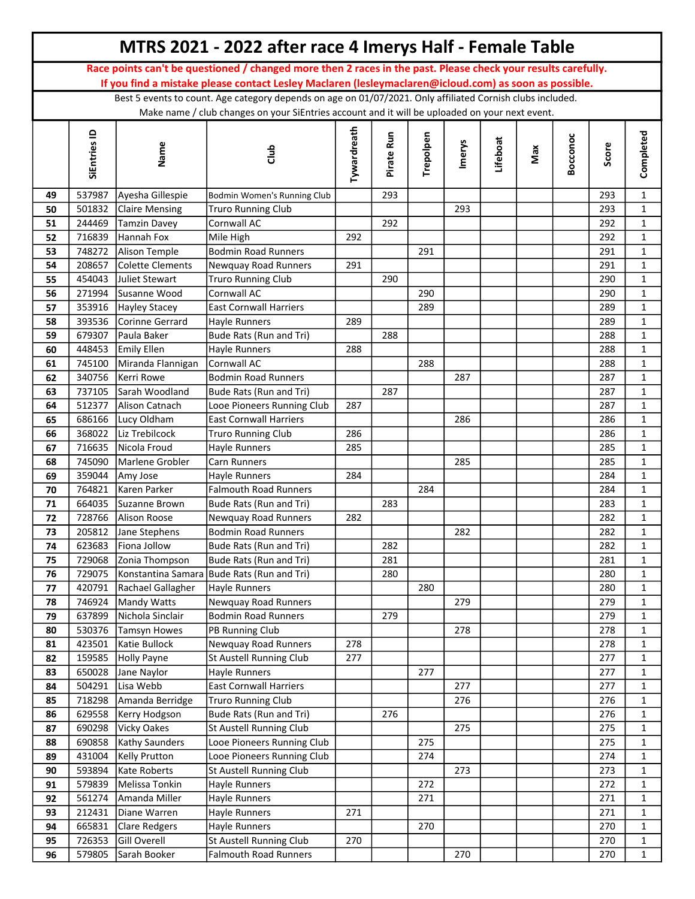# MTRS 2021 - 2022 after race 4 Imerys Half - Female Table

**Race points can't be questioned / changed more then 2 races in the past. Please check your results carefully.**
**If you find a mistake please contact Lesley Maclaren (lesleymaclaren@icloud.com) as soon as possible.**

Best 5 events to count. Age category depends on age on 01/07/2021. Only affiliated Cornish clubs included.
Make name / club changes on your SiEntries account and it will be uploaded on your next event.

| | SiEntries ID | Name | Club | Tywardreath | Pirate Run | Trepolpen | Imerys | Lifeboat | Max | Bocconoc | Score | Completed |
|---|---|---|---|---|---|---|---|---|---|---|---|---|
| 49 | 537987 | Ayesha Gillespie | Bodmin Women's Running Club | | 293 | | | | | | 293 | 1 |
| 50 | 501832 | Claire Mensing | Truro Running Club | | | | 293 | | | | 293 | 1 |
| 51 | 244469 | Tamzin Davey | Cornwall AC | | 292 | | | | | | 292 | 1 |
| 52 | 716839 | Hannah Fox | Mile High | 292 | | | | | | | 292 | 1 |
| 53 | 748272 | Alison Temple | Bodmin Road Runners | | | 291 | | | | | 291 | 1 |
| 54 | 208657 | Colette Clements | Newquay Road Runners | 291 | | | | | | | 291 | 1 |
| 55 | 454043 | Juliet Stewart | Truro Running Club | | 290 | | | | | | 290 | 1 |
| 56 | 271994 | Susanne Wood | Cornwall AC | | | 290 | | | | | 290 | 1 |
| 57 | 353916 | Hayley Stacey | East Cornwall Harriers | | | 289 | | | | | 289 | 1 |
| 58 | 393536 | Corinne Gerrard | Hayle Runners | 289 | | | | | | | 289 | 1 |
| 59 | 679307 | Paula Baker | Bude Rats (Run and Tri) | | 288 | | | | | | 288 | 1 |
| 60 | 448453 | Emily Ellen | Hayle Runners | 288 | | | | | | | 288 | 1 |
| 61 | 745100 | Miranda Flannigan | Cornwall AC | | | 288 | | | | | 288 | 1 |
| 62 | 340756 | Kerri Rowe | Bodmin Road Runners | | | | 287 | | | | 287 | 1 |
| 63 | 737105 | Sarah Woodland | Bude Rats (Run and Tri) | | 287 | | | | | | 287 | 1 |
| 64 | 512377 | Alison Catnach | Looe Pioneers Running Club | 287 | | | | | | | 287 | 1 |
| 65 | 686166 | Lucy Oldham | East Cornwall Harriers | | | | 286 | | | | 286 | 1 |
| 66 | 368022 | Liz Trebilcock | Truro Running Club | 286 | | | | | | | 286 | 1 |
| 67 | 716635 | Nicola Froud | Hayle Runners | 285 | | | | | | | 285 | 1 |
| 68 | 745090 | Marlene Grobler | Carn Runners | | | | 285 | | | | 285 | 1 |
| 69 | 359044 | Amy Jose | Hayle Runners | 284 | | | | | | | 284 | 1 |
| 70 | 764821 | Karen Parker | Falmouth Road Runners | | | 284 | | | | | 284 | 1 |
| 71 | 664035 | Suzanne Brown | Bude Rats (Run and Tri) | | 283 | | | | | | 283 | 1 |
| 72 | 728766 | Alison Roose | Newquay Road Runners | 282 | | | | | | | 282 | 1 |
| 73 | 205812 | Jane Stephens | Bodmin Road Runners | | | | 282 | | | | 282 | 1 |
| 74 | 623683 | Fiona Jollow | Bude Rats (Run and Tri) | | 282 | | | | | | 282 | 1 |
| 75 | 729068 | Zonia Thompson | Bude Rats (Run and Tri) | | 281 | | | | | | 281 | 1 |
| 76 | 729075 | Konstantina Samara | Bude Rats (Run and Tri) | | 280 | | | | | | 280 | 1 |
| 77 | 420791 | Rachael Gallagher | Hayle Runners | | | 280 | | | | | 280 | 1 |
| 78 | 746924 | Mandy Watts | Newquay Road Runners | | | | 279 | | | | 279 | 1 |
| 79 | 637899 | Nichola Sinclair | Bodmin Road Runners | | 279 | | | | | | 279 | 1 |
| 80 | 530376 | Tamsyn Howes | PB Running Club | | | | 278 | | | | 278 | 1 |
| 81 | 423501 | Katie Bullock | Newquay Road Runners | 278 | | | | | | | 278 | 1 |
| 82 | 159585 | Holly Payne | St Austell Running Club | 277 | | | | | | | 277 | 1 |
| 83 | 650028 | Jane Naylor | Hayle Runners | | | 277 | | | | | 277 | 1 |
| 84 | 504291 | Lisa Webb | East Cornwall Harriers | | | | 277 | | | | 277 | 1 |
| 85 | 718298 | Amanda Berridge | Truro Running Club | | | | 276 | | | | 276 | 1 |
| 86 | 629558 | Kerry Hodgson | Bude Rats (Run and Tri) | | 276 | | | | | | 276 | 1 |
| 87 | 690298 | Vicky Oakes | St Austell Running Club | | | | 275 | | | | 275 | 1 |
| 88 | 690858 | Kathy Saunders | Looe Pioneers Running Club | | | 275 | | | | | 275 | 1 |
| 89 | 431004 | Kelly Prutton | Looe Pioneers Running Club | | | 274 | | | | | 274 | 1 |
| 90 | 593894 | Kate Roberts | St Austell Running Club | | | | 273 | | | | 273 | 1 |
| 91 | 579839 | Melissa Tonkin | Hayle Runners | | | 272 | | | | | 272 | 1 |
| 92 | 561274 | Amanda Miller | Hayle Runners | | | 271 | | | | | 271 | 1 |
| 93 | 212431 | Diane Warren | Hayle Runners | 271 | | | | | | | 271 | 1 |
| 94 | 665831 | Clare Redgers | Hayle Runners | | | 270 | | | | | 270 | 1 |
| 95 | 726353 | Gill Overell | St Austell Running Club | 270 | | | | | | | 270 | 1 |
| 96 | 579805 | Sarah Booker | Falmouth Road Runners | | | | 270 | | | | 270 | 1 |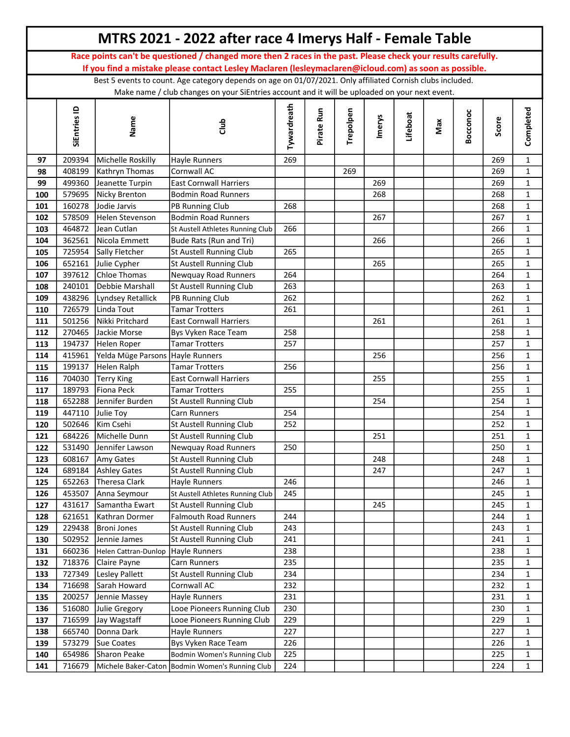# MTRS 2021 - 2022 after race 4 Imerys Half - Female Table

**Race points can't be questioned / changed more then 2 races in the past. Please check your results carefully.**
**If you find a mistake please contact Lesley Maclaren (lesleymaclaren@icloud.com) as soon as possible.**

Best 5 events to count. Age category depends on age on 01/07/2021. Only affiliated Cornish clubs included.
Make name / club changes on your SiEntries account and it will be uploaded on your next event.

| | SiEntries ID | Name | Club | Tywardreath | Pirate Run | Trepolpen | Imerys | Lifeboat | Max | Bocconoc | Score | Completed |
|---|---|---|---|---|---|---|---|---|---|---|---|---|
| 97 | 209394 | Michelle Roskilly | Hayle Runners | 269 | | | | | | | 269 | 1 |
| 98 | 408199 | Kathryn Thomas | Cornwall AC | | | 269 | | | | | 269 | 1 |
| 99 | 499360 | Jeanette Turpin | East Cornwall Harriers | | | | 269 | | | | 269 | 1 |
| 100 | 579695 | Nicky Brenton | Bodmin Road Runners | | | | 268 | | | | 268 | 1 |
| 101 | 160278 | Jodie Jarvis | PB Running Club | 268 | | | | | | | 268 | 1 |
| 102 | 578509 | Helen Stevenson | Bodmin Road Runners | | | | 267 | | | | 267 | 1 |
| 103 | 464872 | Jean Cutlan | St Austell Athletes Running Club | 266 | | | | | | | 266 | 1 |
| 104 | 362561 | Nicola Emmett | Bude Rats (Run and Tri) | | | | 266 | | | | 266 | 1 |
| 105 | 725954 | Sally Fletcher | St Austell Running Club | 265 | | | | | | | 265 | 1 |
| 106 | 652161 | Julie Cypher | St Austell Running Club | | | | 265 | | | | 265 | 1 |
| 107 | 397612 | Chloe Thomas | Newquay Road Runners | 264 | | | | | | | 264 | 1 |
| 108 | 240101 | Debbie Marshall | St Austell Running Club | 263 | | | | | | | 263 | 1 |
| 109 | 438296 | Lyndsey Retallick | PB Running Club | 262 | | | | | | | 262 | 1 |
| 110 | 726579 | Linda Tout | Tamar Trotters | 261 | | | | | | | 261 | 1 |
| 111 | 501256 | Nikki Pritchard | East Cornwall Harriers | | | | 261 | | | | 261 | 1 |
| 112 | 270465 | Jackie Morse | Bys Vyken Race Team | 258 | | | | | | | 258 | 1 |
| 113 | 194737 | Helen Roper | Tamar Trotters | 257 | | | | | | | 257 | 1 |
| 114 | 415961 | Yelda Müge Parsons | Hayle Runners | | | | 256 | | | | 256 | 1 |
| 115 | 199137 | Helen Ralph | Tamar Trotters | 256 | | | | | | | 256 | 1 |
| 116 | 704030 | Terry King | East Cornwall Harriers | | | | 255 | | | | 255 | 1 |
| 117 | 189793 | Fiona Peck | Tamar Trotters | 255 | | | | | | | 255 | 1 |
| 118 | 652288 | Jennifer Burden | St Austell Running Club | | | | 254 | | | | 254 | 1 |
| 119 | 447110 | Julie Toy | Carn Runners | 254 | | | | | | | 254 | 1 |
| 120 | 502646 | Kim Csehi | St Austell Running Club | 252 | | | | | | | 252 | 1 |
| 121 | 684226 | Michelle Dunn | St Austell Running Club | | | | 251 | | | | 251 | 1 |
| 122 | 531490 | Jennifer Lawson | Newquay Road Runners | 250 | | | | | | | 250 | 1 |
| 123 | 608167 | Amy Gates | St Austell Running Club | | | | 248 | | | | 248 | 1 |
| 124 | 689184 | Ashley Gates | St Austell Running Club | | | | 247 | | | | 247 | 1 |
| 125 | 652263 | Theresa Clark | Hayle Runners | 246 | | | | | | | 246 | 1 |
| 126 | 453507 | Anna Seymour | St Austell Athletes Running Club | 245 | | | | | | | 245 | 1 |
| 127 | 431617 | Samantha Ewart | St Austell Running Club | | | | 245 | | | | 245 | 1 |
| 128 | 621651 | Kathran Dormer | Falmouth Road Runners | 244 | | | | | | | 244 | 1 |
| 129 | 229438 | Broni Jones | St Austell Running Club | 243 | | | | | | | 243 | 1 |
| 130 | 502952 | Jennie James | St Austell Running Club | 241 | | | | | | | 241 | 1 |
| 131 | 660236 | Helen Cattran-Dunlop | Hayle Runners | 238 | | | | | | | 238 | 1 |
| 132 | 718376 | Claire Payne | Carn Runners | 235 | | | | | | | 235 | 1 |
| 133 | 727349 | Lesley Pallett | St Austell Running Club | 234 | | | | | | | 234 | 1 |
| 134 | 716698 | Sarah Howard | Cornwall AC | 232 | | | | | | | 232 | 1 |
| 135 | 200257 | Jennie Massey | Hayle Runners | 231 | | | | | | | 231 | 1 |
| 136 | 516080 | Julie Gregory | Looe Pioneers Running Club | 230 | | | | | | | 230 | 1 |
| 137 | 716599 | Jay Wagstaff | Looe Pioneers Running Club | 229 | | | | | | | 229 | 1 |
| 138 | 665740 | Donna Dark | Hayle Runners | 227 | | | | | | | 227 | 1 |
| 139 | 573279 | Sue Coates | Bys Vyken Race Team | 226 | | | | | | | 226 | 1 |
| 140 | 654986 | Sharon Peake | Bodmin Women's Running Club | 225 | | | | | | | 225 | 1 |
| 141 | 716679 | Michele Baker-Caton | Bodmin Women's Running Club | 224 | | | | | | | 224 | 1 |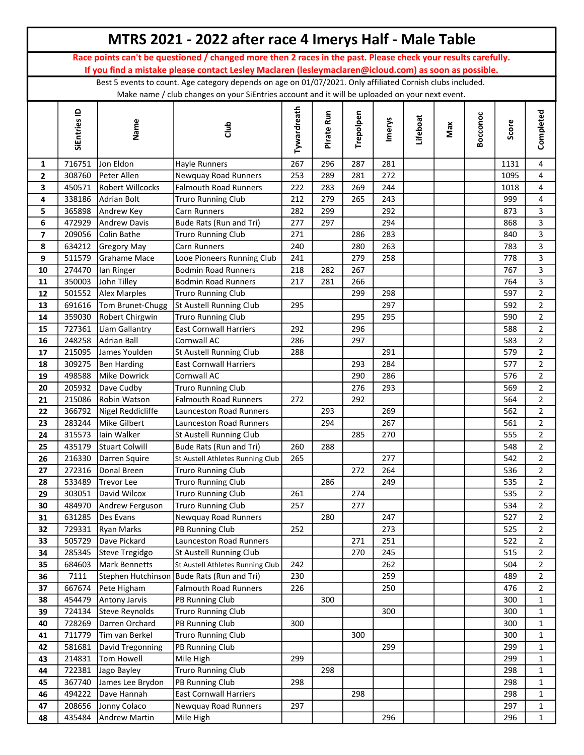# MTRS 2021 - 2022 after race 4 Imerys Half - Male Table

**Race points can't be questioned / changed more then 2 races in the past. Please check your results carefully.**
**If you find a mistake please contact Lesley Maclaren (lesleymaclaren@icloud.com) as soon as possible.**

Best 5 events to count. Age category depends on age on 01/07/2021. Only affiliated Cornish clubs included.
Make name / club changes on your SiEntries account and it will be uploaded on your next event.

| | SiEntries ID | Name | Club | Tywardreath | Pirate Run | Trepolpen | Imerys | Lifeboat | Max | Bocconoc | Score | Completed |
|---|---|---|---|---|---|---|---|---|---|---|---|---|
| 1 | 716751 | Jon Eldon | Hayle Runners | 267 | 296 | 287 | 281 | | | | 1131 | 4 |
| 2 | 308760 | Peter Allen | Newquay Road Runners | 253 | 289 | 281 | 272 | | | | 1095 | 4 |
| 3 | 450571 | Robert Willcocks | Falmouth Road Runners | 222 | 283 | 269 | 244 | | | | 1018 | 4 |
| 4 | 338186 | Adrian Bolt | Truro Running Club | 212 | 279 | 265 | 243 | | | | 999 | 4 |
| 5 | 365898 | Andrew Key | Carn Runners | 282 | 299 | | 292 | | | | 873 | 3 |
| 6 | 472929 | Andrew Davis | Bude Rats (Run and Tri) | 277 | 297 | | 294 | | | | 868 | 3 |
| 7 | 209056 | Colin Bathe | Truro Running Club | 271 | | 286 | 283 | | | | 840 | 3 |
| 8 | 634212 | Gregory May | Carn Runners | 240 | | 280 | 263 | | | | 783 | 3 |
| 9 | 511579 | Grahame Mace | Looe Pioneers Running Club | 241 | | 279 | 258 | | | | 778 | 3 |
| 10 | 274470 | Ian Ringer | Bodmin Road Runners | 218 | 282 | 267 | | | | | 767 | 3 |
| 11 | 350003 | John Tilley | Bodmin Road Runners | 217 | 281 | 266 | | | | | 764 | 3 |
| 12 | 501552 | Alex Marples | Truro Running Club | | | 299 | 298 | | | | 597 | 2 |
| 13 | 691616 | Tom Brunet-Chugg | St Austell Running Club | 295 | | | 297 | | | | 592 | 2 |
| 14 | 359030 | Robert Chirgwin | Truro Running Club | | | 295 | 295 | | | | 590 | 2 |
| 15 | 727361 | Liam Gallantry | East Cornwall Harriers | 292 | | 296 | | | | | 588 | 2 |
| 16 | 248258 | Adrian Ball | Cornwall AC | 286 | | 297 | | | | | 583 | 2 |
| 17 | 215095 | James Youlden | St Austell Running Club | 288 | | | 291 | | | | 579 | 2 |
| 18 | 309275 | Ben Harding | East Cornwall Harriers | | | 293 | 284 | | | | 577 | 2 |
| 19 | 498588 | Mike Dowrick | Cornwall AC | | | 290 | 286 | | | | 576 | 2 |
| 20 | 205932 | Dave Cudby | Truro Running Club | | | 276 | 293 | | | | 569 | 2 |
| 21 | 215086 | Robin Watson | Falmouth Road Runners | 272 | | 292 | | | | | 564 | 2 |
| 22 | 366792 | Nigel Reddicliffe | Launceston Road Runners | | 293 | | 269 | | | | 562 | 2 |
| 23 | 283244 | Mike Gilbert | Launceston Road Runners | | 294 | | 267 | | | | 561 | 2 |
| 24 | 315573 | Iain Walker | St Austell Running Club | | | 285 | 270 | | | | 555 | 2 |
| 25 | 435179 | Stuart Colwill | Bude Rats (Run and Tri) | 260 | 288 | | | | | | 548 | 2 |
| 26 | 216330 | Darren Squire | St Austell Athletes Running Club | 265 | | | 277 | | | | 542 | 2 |
| 27 | 272316 | Donal Breen | Truro Running Club | | | 272 | 264 | | | | 536 | 2 |
| 28 | 533489 | Trevor Lee | Truro Running Club | | 286 | | 249 | | | | 535 | 2 |
| 29 | 303051 | David Wilcox | Truro Running Club | 261 | | 274 | | | | | 535 | 2 |
| 30 | 484970 | Andrew Ferguson | Truro Running Club | 257 | | 277 | | | | | 534 | 2 |
| 31 | 631285 | Des Evans | Newquay Road Runners | | 280 | | 247 | | | | 527 | 2 |
| 32 | 729331 | Ryan Marks | PB Running Club | 252 | | | 273 | | | | 525 | 2 |
| 33 | 505729 | Dave Pickard | Launceston Road Runners | | | 271 | 251 | | | | 522 | 2 |
| 34 | 285345 | Steve Tregidgo | St Austell Running Club | | | 270 | 245 | | | | 515 | 2 |
| 35 | 684603 | Mark Bennetts | St Austell Athletes Running Club | 242 | | | 262 | | | | 504 | 2 |
| 36 | 7111 | Stephen Hutchinson | Bude Rats (Run and Tri) | 230 | | | 259 | | | | 489 | 2 |
| 37 | 667674 | Pete Higham | Falmouth Road Runners | 226 | | | 250 | | | | 476 | 2 |
| 38 | 454479 | Antony Jarvis | PB Running Club | | 300 | | | | | | 300 | 1 |
| 39 | 724134 | Steve Reynolds | Truro Running Club | | | | 300 | | | | 300 | 1 |
| 40 | 728269 | Darren Orchard | PB Running Club | 300 | | | | | | | 300 | 1 |
| 41 | 711779 | Tim van Berkel | Truro Running Club | | | 300 | | | | | 300 | 1 |
| 42 | 581681 | David Tregonning | PB Running Club | | | | 299 | | | | 299 | 1 |
| 43 | 214831 | Tom Howell | Mile High | 299 | | | | | | | 299 | 1 |
| 44 | 722381 | Jago Bayley | Truro Running Club | | 298 | | | | | | 298 | 1 |
| 45 | 367740 | James Lee Brydon | PB Running Club | 298 | | | | | | | 298 | 1 |
| 46 | 494222 | Dave Hannah | East Cornwall Harriers | | | 298 | | | | | 298 | 1 |
| 47 | 208656 | Jonny Colaco | Newquay Road Runners | 297 | | | | | | | 297 | 1 |
| 48 | 435484 | Andrew Martin | Mile High | | | | 296 | | | | 296 | 1 |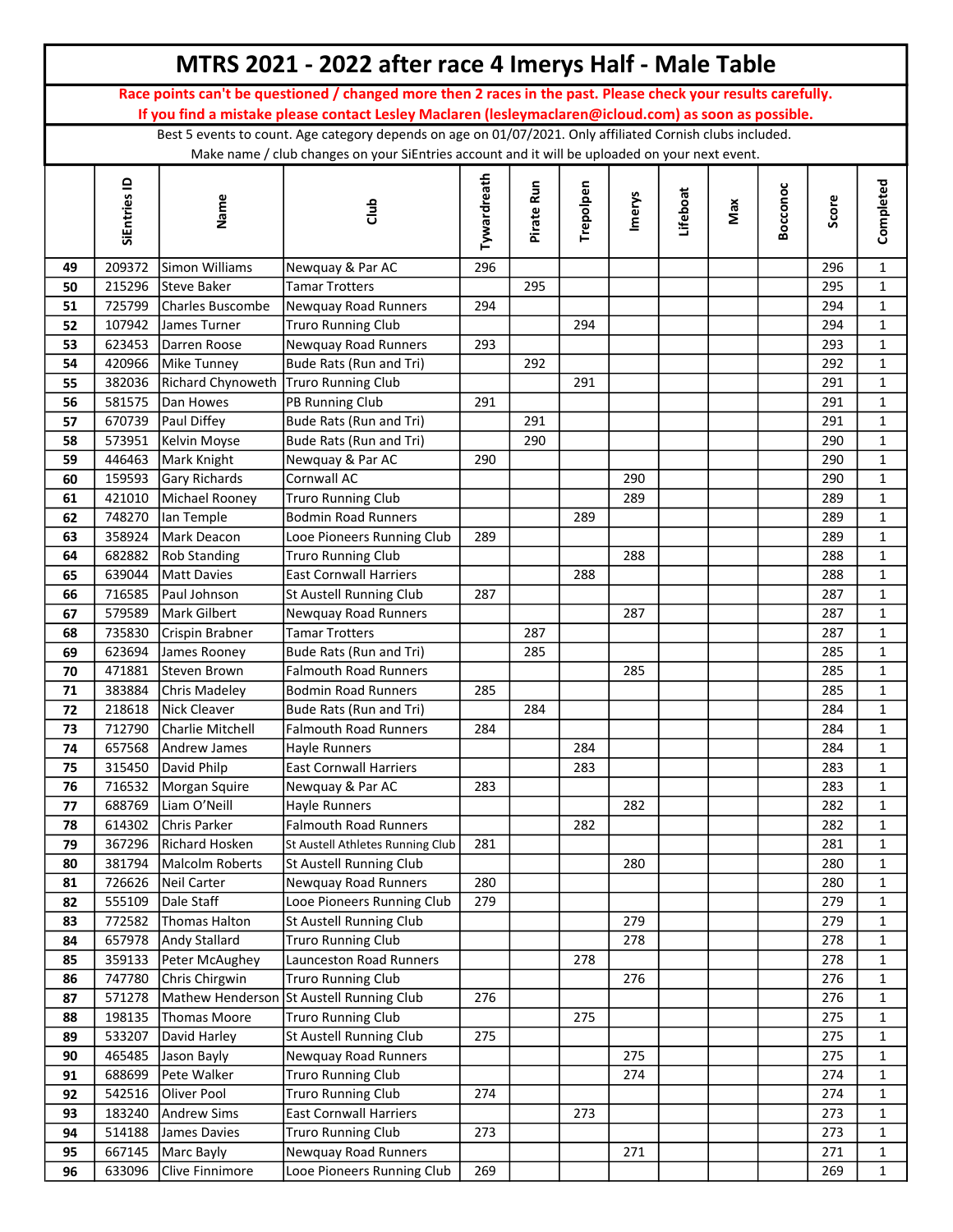# MTRS 2021 - 2022 after race 4 Imerys Half - Male Table

**Race points can't be questioned / changed more then 2 races in the past. Please check your results carefully.**
**If you find a mistake please contact Lesley Maclaren (lesleymaclaren@icloud.com) as soon as possible.**

Best 5 events to count. Age category depends on age on 01/07/2021. Only affiliated Cornish clubs included.
Make name / club changes on your SiEntries account and it will be uploaded on your next event.

| | SiEntries ID | Name | Club | Tywardreath | Pirate Run | Trepolpen | Imerys | Lifeboat | Max | Bocconoc | Score | Completed |
|---|---|---|---|---|---|---|---|---|---|---|---|---|
| 49 | 209372 | Simon Williams | Newquay & Par AC | 296 | | | | | | | 296 | 1 |
| 50 | 215296 | Steve Baker | Tamar Trotters | | 295 | | | | | | 295 | 1 |
| 51 | 725799 | Charles Buscombe | Newquay Road Runners | 294 | | | | | | | 294 | 1 |
| 52 | 107942 | James Turner | Truro Running Club | | | 294 | | | | | 294 | 1 |
| 53 | 623453 | Darren Roose | Newquay Road Runners | 293 | | | | | | | 293 | 1 |
| 54 | 420966 | Mike Tunney | Bude Rats (Run and Tri) | | 292 | | | | | | 292 | 1 |
| 55 | 382036 | Richard Chynoweth | Truro Running Club | | | 291 | | | | | 291 | 1 |
| 56 | 581575 | Dan Howes | PB Running Club | 291 | | | | | | | 291 | 1 |
| 57 | 670739 | Paul Diffey | Bude Rats (Run and Tri) | | 291 | | | | | | 291 | 1 |
| 58 | 573951 | Kelvin Moyse | Bude Rats (Run and Tri) | | 290 | | | | | | 290 | 1 |
| 59 | 446463 | Mark Knight | Newquay & Par AC | 290 | | | | | | | 290 | 1 |
| 60 | 159593 | Gary Richards | Cornwall AC | | | | 290 | | | | 290 | 1 |
| 61 | 421010 | Michael Rooney | Truro Running Club | | | | 289 | | | | 289 | 1 |
| 62 | 748270 | Ian Temple | Bodmin Road Runners | | | 289 | | | | | 289 | 1 |
| 63 | 358924 | Mark Deacon | Looe Pioneers Running Club | 289 | | | | | | | 289 | 1 |
| 64 | 682882 | Rob Standing | Truro Running Club | | | | 288 | | | | 288 | 1 |
| 65 | 639044 | Matt Davies | East Cornwall Harriers | | | 288 | | | | | 288 | 1 |
| 66 | 716585 | Paul Johnson | St Austell Running Club | 287 | | | | | | | 287 | 1 |
| 67 | 579589 | Mark Gilbert | Newquay Road Runners | | | | 287 | | | | 287 | 1 |
| 68 | 735830 | Crispin Brabner | Tamar Trotters | | 287 | | | | | | 287 | 1 |
| 69 | 623694 | James Rooney | Bude Rats (Run and Tri) | | 285 | | | | | | 285 | 1 |
| 70 | 471881 | Steven Brown | Falmouth Road Runners | | | | 285 | | | | 285 | 1 |
| 71 | 383884 | Chris Madeley | Bodmin Road Runners | 285 | | | | | | | 285 | 1 |
| 72 | 218618 | Nick Cleaver | Bude Rats (Run and Tri) | | 284 | | | | | | 284 | 1 |
| 73 | 712790 | Charlie Mitchell | Falmouth Road Runners | 284 | | | | | | | 284 | 1 |
| 74 | 657568 | Andrew James | Hayle Runners | | | 284 | | | | | 284 | 1 |
| 75 | 315450 | David Philp | East Cornwall Harriers | | | 283 | | | | | 283 | 1 |
| 76 | 716532 | Morgan Squire | Newquay & Par AC | 283 | | | | | | | 283 | 1 |
| 77 | 688769 | Liam O'Neill | Hayle Runners | | | | 282 | | | | 282 | 1 |
| 78 | 614302 | Chris Parker | Falmouth Road Runners | | | 282 | | | | | 282 | 1 |
| 79 | 367296 | Richard Hosken | St Austell Athletes Running Club | 281 | | | | | | | 281 | 1 |
| 80 | 381794 | Malcolm Roberts | St Austell Running Club | | | | 280 | | | | 280 | 1 |
| 81 | 726626 | Neil Carter | Newquay Road Runners | 280 | | | | | | | 280 | 1 |
| 82 | 555109 | Dale Staff | Looe Pioneers Running Club | 279 | | | | | | | 279 | 1 |
| 83 | 772582 | Thomas Halton | St Austell Running Club | | | | 279 | | | | 279 | 1 |
| 84 | 657978 | Andy Stallard | Truro Running Club | | | | 278 | | | | 278 | 1 |
| 85 | 359133 | Peter McAughey | Launceston Road Runners | | | 278 | | | | | 278 | 1 |
| 86 | 747780 | Chris Chirgwin | Truro Running Club | | | | 276 | | | | 276 | 1 |
| 87 | 571278 | Mathew Henderson | St Austell Running Club | 276 | | | | | | | 276 | 1 |
| 88 | 198135 | Thomas Moore | Truro Running Club | | | 275 | | | | | 275 | 1 |
| 89 | 533207 | David Harley | St Austell Running Club | 275 | | | | | | | 275 | 1 |
| 90 | 465485 | Jason Bayly | Newquay Road Runners | | | | 275 | | | | 275 | 1 |
| 91 | 688699 | Pete Walker | Truro Running Club | | | | 274 | | | | 274 | 1 |
| 92 | 542516 | Oliver Pool | Truro Running Club | 274 | | | | | | | 274 | 1 |
| 93 | 183240 | Andrew Sims | East Cornwall Harriers | | | 273 | | | | | 273 | 1 |
| 94 | 514188 | James Davies | Truro Running Club | 273 | | | | | | | 273 | 1 |
| 95 | 667145 | Marc Bayly | Newquay Road Runners | | | | 271 | | | | 271 | 1 |
| 96 | 633096 | Clive Finnimore | Looe Pioneers Running Club | 269 | | | | | | | 269 | 1 |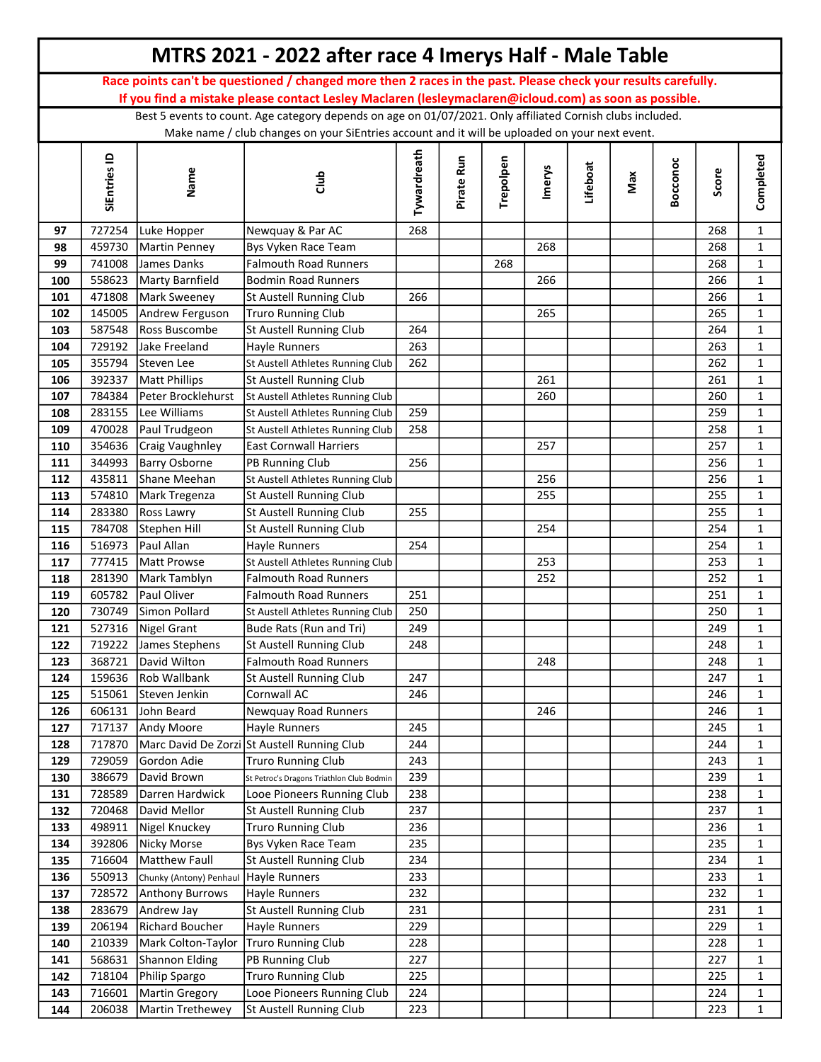# MTRS 2021 - 2022 after race 4 Imerys Half - Male Table

**Race points can't be questioned / changed more then 2 races in the past. Please check your results carefully.**
**If you find a mistake please contact Lesley Maclaren (lesleymaclaren@icloud.com) as soon as possible.**

Best 5 events to count. Age category depends on age on 01/07/2021. Only affiliated Cornish clubs included.
Make name / club changes on your SiEntries account and it will be uploaded on your next event.

| | SiEntries ID | Name | Club | Tywardreath | Pirate Run | Trepolpen | Imerys | Lifeboat | Max | Bocconoc | Score | Completed |
|---|---|---|---|---|---|---|---|---|---|---|---|---|
| 97 | 727254 | Luke Hopper | Newquay & Par AC | 268 | | | | | | | 268 | 1 |
| 98 | 459730 | Martin Penney | Bys Vyken Race Team | | | | 268 | | | | 268 | 1 |
| 99 | 741008 | James Danks | Falmouth Road Runners | | | 268 | | | | | 268 | 1 |
| 100 | 558623 | Marty Barnfield | Bodmin Road Runners | | | | 266 | | | | 266 | 1 |
| 101 | 471808 | Mark Sweeney | St Austell Running Club | 266 | | | | | | | 266 | 1 |
| 102 | 145005 | Andrew Ferguson | Truro Running Club | | | | 265 | | | | 265 | 1 |
| 103 | 587548 | Ross Buscombe | St Austell Running Club | 264 | | | | | | | 264 | 1 |
| 104 | 729192 | Jake Freeland | Hayle Runners | 263 | | | | | | | 263 | 1 |
| 105 | 355794 | Steven Lee | St Austell Athletes Running Club | 262 | | | | | | | 262 | 1 |
| 106 | 392337 | Matt Phillips | St Austell Running Club | | | | 261 | | | | 261 | 1 |
| 107 | 784384 | Peter Brocklehurst | St Austell Athletes Running Club | | | | 260 | | | | 260 | 1 |
| 108 | 283155 | Lee Williams | St Austell Athletes Running Club | 259 | | | | | | | 259 | 1 |
| 109 | 470028 | Paul Trudgeon | St Austell Athletes Running Club | 258 | | | | | | | 258 | 1 |
| 110 | 354636 | Craig Vaughnley | East Cornwall Harriers | | | | 257 | | | | 257 | 1 |
| 111 | 344993 | Barry Osborne | PB Running Club | 256 | | | | | | | 256 | 1 |
| 112 | 435811 | Shane Meehan | St Austell Athletes Running Club | | | | 256 | | | | 256 | 1 |
| 113 | 574810 | Mark Tregenza | St Austell Running Club | | | | 255 | | | | 255 | 1 |
| 114 | 283380 | Ross Lawry | St Austell Running Club | 255 | | | | | | | 255 | 1 |
| 115 | 784708 | Stephen Hill | St Austell Running Club | | | | 254 | | | | 254 | 1 |
| 116 | 516973 | Paul Allan | Hayle Runners | 254 | | | | | | | 254 | 1 |
| 117 | 777415 | Matt Prowse | St Austell Athletes Running Club | | | | 253 | | | | 253 | 1 |
| 118 | 281390 | Mark Tamblyn | Falmouth Road Runners | | | | 252 | | | | 252 | 1 |
| 119 | 605782 | Paul Oliver | Falmouth Road Runners | 251 | | | | | | | 251 | 1 |
| 120 | 730749 | Simon Pollard | St Austell Athletes Running Club | 250 | | | | | | | 250 | 1 |
| 121 | 527316 | Nigel Grant | Bude Rats (Run and Tri) | 249 | | | | | | | 249 | 1 |
| 122 | 719222 | James Stephens | St Austell Running Club | 248 | | | | | | | 248 | 1 |
| 123 | 368721 | David Wilton | Falmouth Road Runners | | | | 248 | | | | 248 | 1 |
| 124 | 159636 | Rob Wallbank | St Austell Running Club | 247 | | | | | | | 247 | 1 |
| 125 | 515061 | Steven Jenkin | Cornwall AC | 246 | | | | | | | 246 | 1 |
| 126 | 606131 | John Beard | Newquay Road Runners | | | | 246 | | | | 246 | 1 |
| 127 | 717137 | Andy Moore | Hayle Runners | 245 | | | | | | | 245 | 1 |
| 128 | 717870 | Marc David De Zorzi | St Austell Running Club | 244 | | | | | | | 244 | 1 |
| 129 | 729059 | Gordon Adie | Truro Running Club | 243 | | | | | | | 243 | 1 |
| 130 | 386679 | David Brown | St Petroc's Dragons Triathlon Club Bodmin | 239 | | | | | | | 239 | 1 |
| 131 | 728589 | Darren Hardwick | Looe Pioneers Running Club | 238 | | | | | | | 238 | 1 |
| 132 | 720468 | David Mellor | St Austell Running Club | 237 | | | | | | | 237 | 1 |
| 133 | 498911 | Nigel Knuckey | Truro Running Club | 236 | | | | | | | 236 | 1 |
| 134 | 392806 | Nicky Morse | Bys Vyken Race Team | 235 | | | | | | | 235 | 1 |
| 135 | 716604 | Matthew Faull | St Austell Running Club | 234 | | | | | | | 234 | 1 |
| 136 | 550913 | Chunky (Antony) Penhaul | Hayle Runners | 233 | | | | | | | 233 | 1 |
| 137 | 728572 | Anthony Burrows | Hayle Runners | 232 | | | | | | | 232 | 1 |
| 138 | 283679 | Andrew Jay | St Austell Running Club | 231 | | | | | | | 231 | 1 |
| 139 | 206194 | Richard Boucher | Hayle Runners | 229 | | | | | | | 229 | 1 |
| 140 | 210339 | Mark Colton-Taylor | Truro Running Club | 228 | | | | | | | 228 | 1 |
| 141 | 568631 | Shannon Elding | PB Running Club | 227 | | | | | | | 227 | 1 |
| 142 | 718104 | Philip Spargo | Truro Running Club | 225 | | | | | | | 225 | 1 |
| 143 | 716601 | Martin Gregory | Looe Pioneers Running Club | 224 | | | | | | | 224 | 1 |
| 144 | 206038 | Martin Trethewey | St Austell Running Club | 223 | | | | | | | 223 | 1 |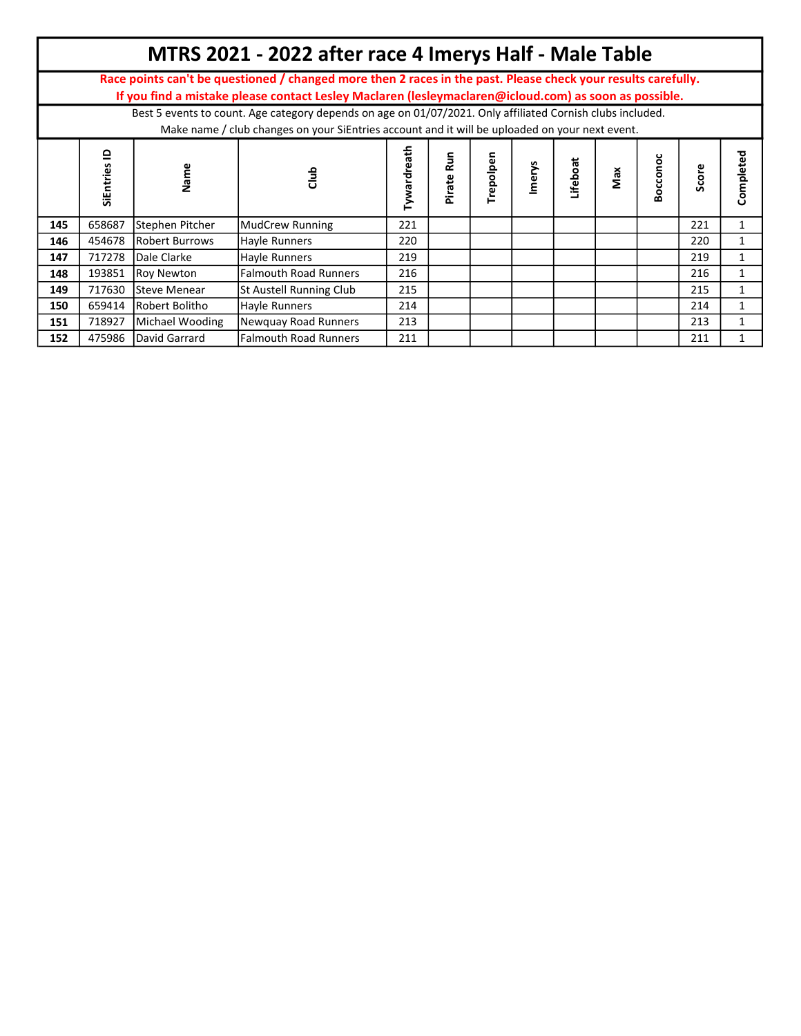# MTRS 2021 - 2022 after race 4 Imerys Half - Male Table

**Race points can't be questioned / changed more then 2 races in the past. Please check your results carefully.**
**If you find a mistake please contact Lesley Maclaren (lesleymaclaren@icloud.com) as soon as possible.**

Best 5 events to count. Age category depends on age on 01/07/2021. Only affiliated Cornish clubs included.
Make name / club changes on your SiEntries account and it will be uploaded on your next event.

| | SiEntries ID | Name | Club | Tywardreath | Pirate Run | Trepolpen | Imerys | Lifeboat | Max | Bocconoc | Score | Completed |
|---|---|---|---|---|---|---|---|---|---|---|---|---|
| 145 | 658687 | Stephen Pitcher | MudCrew Running | 221 | | | | | | | 221 | 1 |
| 146 | 454678 | Robert Burrows | Hayle Runners | 220 | | | | | | | 220 | 1 |
| 147 | 717278 | Dale Clarke | Hayle Runners | 219 | | | | | | | 219 | 1 |
| 148 | 193851 | Roy Newton | Falmouth Road Runners | 216 | | | | | | | 216 | 1 |
| 149 | 717630 | Steve Menear | St Austell Running Club | 215 | | | | | | | 215 | 1 |
| 150 | 659414 | Robert Bolitho | Hayle Runners | 214 | | | | | | | 214 | 1 |
| 151 | 718927 | Michael Wooding | Newquay Road Runners | 213 | | | | | | | 213 | 1 |
| 152 | 475986 | David Garrard | Falmouth Road Runners | 211 | | | | | | | 211 | 1 |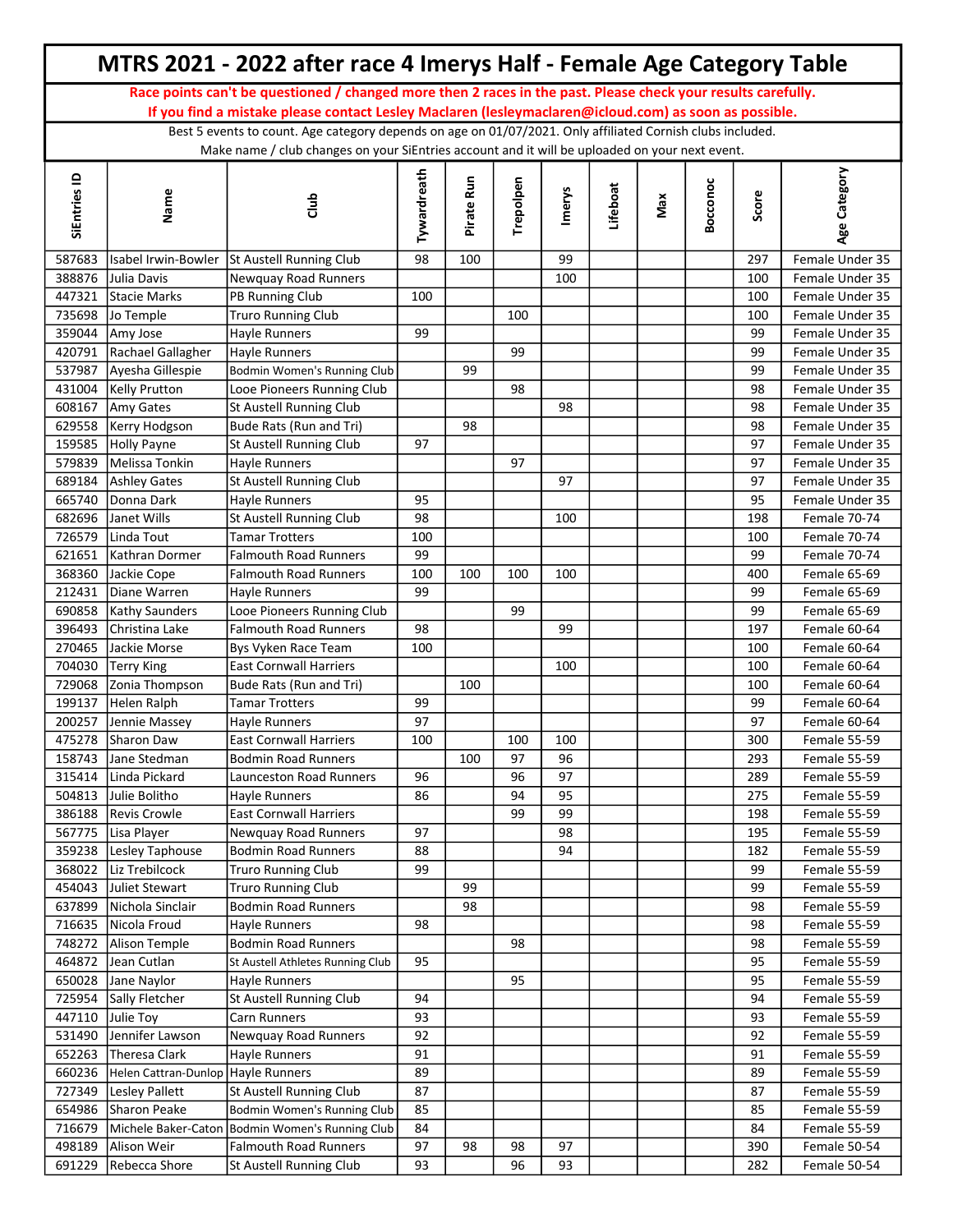# MTRS 2021 - 2022 after race 4 Imerys Half - Female Age Category Table

**Race points can't be questioned / changed more then 2 races in the past. Please check your results carefully.**
**If you find a mistake please contact Lesley Maclaren (lesleymaclaren@icloud.com) as soon as possible.**

Best 5 events to count. Age category depends on age on 01/07/2021. Only affiliated Cornish clubs included.
Make name / club changes on your SiEntries account and it will be uploaded on your next event.

| SiEntries ID | Name | Club | Tywardreath | Pirate Run | Trepolpen | Imerys | Lifeboat | Max | Bocconoc | Score | Age Category |
|---|---|---|---|---|---|---|---|---|---|---|---|
| 587683 | Isabel Irwin-Bowler | St Austell Running Club | 98 | 100 | | 99 | | | | 297 | Female Under 35 |
| 388876 | Julia Davis | Newquay Road Runners | | | | 100 | | | | 100 | Female Under 35 |
| 447321 | Stacie Marks | PB Running Club | 100 | | | | | | | 100 | Female Under 35 |
| 735698 | Jo Temple | Truro Running Club | | | 100 | | | | | 100 | Female Under 35 |
| 359044 | Amy Jose | Hayle Runners | 99 | | | | | | | 99 | Female Under 35 |
| 420791 | Rachael Gallagher | Hayle Runners | | | 99 | | | | | 99 | Female Under 35 |
| 537987 | Ayesha Gillespie | Bodmin Women's Running Club | | 99 | | | | | | 99 | Female Under 35 |
| 431004 | Kelly Prutton | Looe Pioneers Running Club | | | 98 | | | | | 98 | Female Under 35 |
| 608167 | Amy Gates | St Austell Running Club | | | | 98 | | | | 98 | Female Under 35 |
| 629558 | Kerry Hodgson | Bude Rats (Run and Tri) | | 98 | | | | | | 98 | Female Under 35 |
| 159585 | Holly Payne | St Austell Running Club | 97 | | | | | | | 97 | Female Under 35 |
| 579839 | Melissa Tonkin | Hayle Runners | | | 97 | | | | | 97 | Female Under 35 |
| 689184 | Ashley Gates | St Austell Running Club | | | | 97 | | | | 97 | Female Under 35 |
| 665740 | Donna Dark | Hayle Runners | 95 | | | | | | | 95 | Female Under 35 |
| 682696 | Janet Wills | St Austell Running Club | 98 | | | 100 | | | | 198 | Female 70-74 |
| 726579 | Linda Tout | Tamar Trotters | 100 | | | | | | | 100 | Female 70-74 |
| 621651 | Kathran Dormer | Falmouth Road Runners | 99 | | | | | | | 99 | Female 70-74 |
| 368360 | Jackie Cope | Falmouth Road Runners | 100 | 100 | 100 | 100 | | | | 400 | Female 65-69 |
| 212431 | Diane Warren | Hayle Runners | 99 | | | | | | | 99 | Female 65-69 |
| 690858 | Kathy Saunders | Looe Pioneers Running Club | | | 99 | | | | | 99 | Female 65-69 |
| 396493 | Christina Lake | Falmouth Road Runners | 98 | | | 99 | | | | 197 | Female 60-64 |
| 270465 | Jackie Morse | Bys Vyken Race Team | 100 | | | | | | | 100 | Female 60-64 |
| 704030 | Terry King | East Cornwall Harriers | | | | 100 | | | | 100 | Female 60-64 |
| 729068 | Zonia Thompson | Bude Rats (Run and Tri) | | 100 | | | | | | 100 | Female 60-64 |
| 199137 | Helen Ralph | Tamar Trotters | 99 | | | | | | | 99 | Female 60-64 |
| 200257 | Jennie Massey | Hayle Runners | 97 | | | | | | | 97 | Female 60-64 |
| 475278 | Sharon Daw | East Cornwall Harriers | 100 | | 100 | 100 | | | | 300 | Female 55-59 |
| 158743 | Jane Stedman | Bodmin Road Runners | | 100 | 97 | 96 | | | | 293 | Female 55-59 |
| 315414 | Linda Pickard | Launceston Road Runners | 96 | | 96 | 97 | | | | 289 | Female 55-59 |
| 504813 | Julie Bolitho | Hayle Runners | 86 | | 94 | 95 | | | | 275 | Female 55-59 |
| 386188 | Revis Crowle | East Cornwall Harriers | | | 99 | 99 | | | | 198 | Female 55-59 |
| 567775 | Lisa Player | Newquay Road Runners | 97 | | | 98 | | | | 195 | Female 55-59 |
| 359238 | Lesley Taphouse | Bodmin Road Runners | 88 | | | 94 | | | | 182 | Female 55-59 |
| 368022 | Liz Trebilcock | Truro Running Club | 99 | | | | | | | 99 | Female 55-59 |
| 454043 | Juliet Stewart | Truro Running Club | | 99 | | | | | | 99 | Female 55-59 |
| 637899 | Nichola Sinclair | Bodmin Road Runners | | 98 | | | | | | 98 | Female 55-59 |
| 716635 | Nicola Froud | Hayle Runners | 98 | | | | | | | 98 | Female 55-59 |
| 748272 | Alison Temple | Bodmin Road Runners | | | 98 | | | | | 98 | Female 55-59 |
| 464872 | Jean Cutlan | St Austell Athletes Running Club | 95 | | | | | | | 95 | Female 55-59 |
| 650028 | Jane Naylor | Hayle Runners | | | 95 | | | | | 95 | Female 55-59 |
| 725954 | Sally Fletcher | St Austell Running Club | 94 | | | | | | | 94 | Female 55-59 |
| 447110 | Julie Toy | Carn Runners | 93 | | | | | | | 93 | Female 55-59 |
| 531490 | Jennifer Lawson | Newquay Road Runners | 92 | | | | | | | 92 | Female 55-59 |
| 652263 | Theresa Clark | Hayle Runners | 91 | | | | | | | 91 | Female 55-59 |
| 660236 | Helen Cattran-Dunlop | Hayle Runners | 89 | | | | | | | 89 | Female 55-59 |
| 727349 | Lesley Pallett | St Austell Running Club | 87 | | | | | | | 87 | Female 55-59 |
| 654986 | Sharon Peake | Bodmin Women's Running Club | 85 | | | | | | | 85 | Female 55-59 |
| 716679 | Michele Baker-Caton | Bodmin Women's Running Club | 84 | | | | | | | 84 | Female 55-59 |
| 498189 | Alison Weir | Falmouth Road Runners | 97 | 98 | 98 | 97 | | | | 390 | Female 50-54 |
| 691229 | Rebecca Shore | St Austell Running Club | 93 | | 96 | 93 | | | | 282 | Female 50-54 |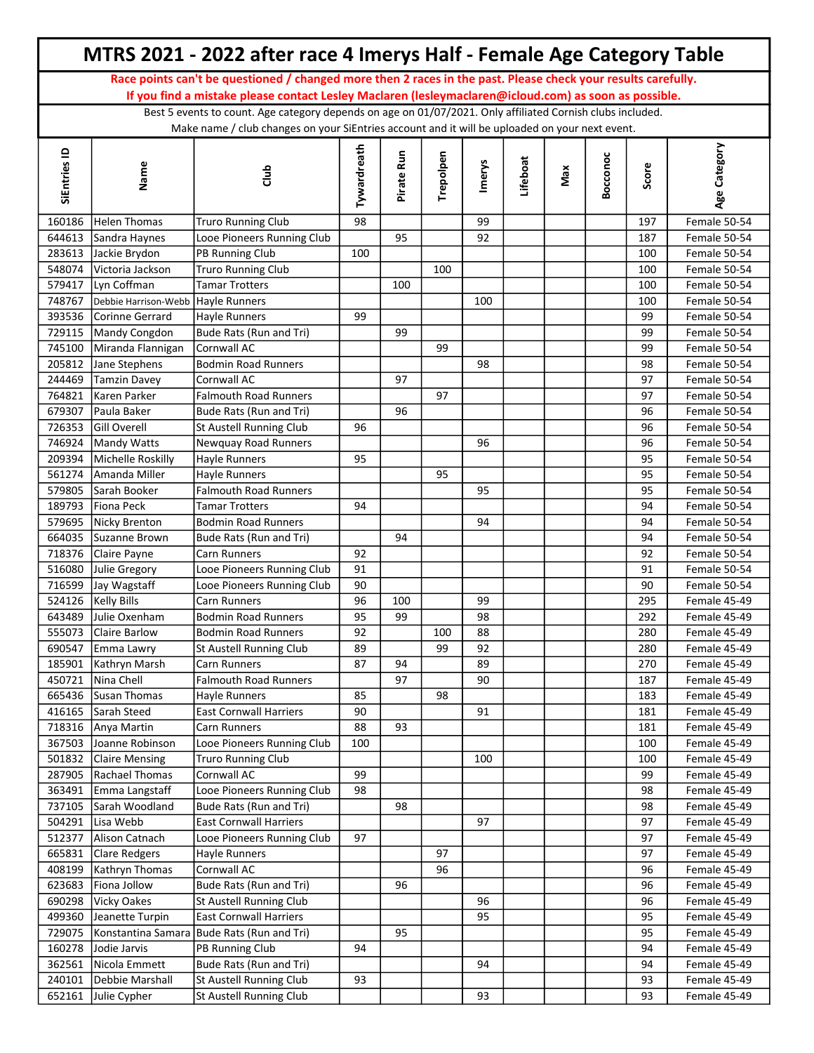# MTRS 2021 - 2022 after race 4 Imerys Half - Female Age Category Table

**Race points can't be questioned / changed more then 2 races in the past. Please check your results carefully.**
**If you find a mistake please contact Lesley Maclaren (lesleymaclaren@icloud.com) as soon as possible.**

Best 5 events to count. Age category depends on age on 01/07/2021. Only affiliated Cornish clubs included.
Make name / club changes on your SiEntries account and it will be uploaded on your next event.

| SiEntries ID | Name | Club | Tywardreath | Pirate Run | Trepolpen | Imerys | Lifeboat | Max | Bocconoc | Score | Age Category |
|---|---|---|---|---|---|---|---|---|---|---|---|
| 160186 | Helen Thomas | Truro Running Club | 98 | | | 99 | | | | 197 | Female 50-54 |
| 644613 | Sandra Haynes | Looe Pioneers Running Club | | 95 | | 92 | | | | 187 | Female 50-54 |
| 283613 | Jackie Brydon | PB Running Club | 100 | | | | | | | 100 | Female 50-54 |
| 548074 | Victoria Jackson | Truro Running Club | | | 100 | | | | | 100 | Female 50-54 |
| 579417 | Lyn Coffman | Tamar Trotters | | 100 | | | | | | 100 | Female 50-54 |
| 748767 | Debbie Harrison-Webb | Hayle Runners | | | | 100 | | | | 100 | Female 50-54 |
| 393536 | Corinne Gerrard | Hayle Runners | 99 | | | | | | | 99 | Female 50-54 |
| 729115 | Mandy Congdon | Bude Rats (Run and Tri) | | 99 | | | | | | 99 | Female 50-54 |
| 745100 | Miranda Flannigan | Cornwall AC | | | 99 | | | | | 99 | Female 50-54 |
| 205812 | Jane Stephens | Bodmin Road Runners | | | | 98 | | | | 98 | Female 50-54 |
| 244469 | Tamzin Davey | Cornwall AC | | 97 | | | | | | 97 | Female 50-54 |
| 764821 | Karen Parker | Falmouth Road Runners | | | 97 | | | | | 97 | Female 50-54 |
| 679307 | Paula Baker | Bude Rats (Run and Tri) | | 96 | | | | | | 96 | Female 50-54 |
| 726353 | Gill Overell | St Austell Running Club | 96 | | | | | | | 96 | Female 50-54 |
| 746924 | Mandy Watts | Newquay Road Runners | | | | 96 | | | | 96 | Female 50-54 |
| 209394 | Michelle Roskilly | Hayle Runners | 95 | | | | | | | 95 | Female 50-54 |
| 561274 | Amanda Miller | Hayle Runners | | | 95 | | | | | 95 | Female 50-54 |
| 579805 | Sarah Booker | Falmouth Road Runners | | | | 95 | | | | 95 | Female 50-54 |
| 189793 | Fiona Peck | Tamar Trotters | 94 | | | | | | | 94 | Female 50-54 |
| 579695 | Nicky Brenton | Bodmin Road Runners | | | | 94 | | | | 94 | Female 50-54 |
| 664035 | Suzanne Brown | Bude Rats (Run and Tri) | | 94 | | | | | | 94 | Female 50-54 |
| 718376 | Claire Payne | Carn Runners | 92 | | | | | | | 92 | Female 50-54 |
| 516080 | Julie Gregory | Looe Pioneers Running Club | 91 | | | | | | | 91 | Female 50-54 |
| 716599 | Jay Wagstaff | Looe Pioneers Running Club | 90 | | | | | | | 90 | Female 50-54 |
| 524126 | Kelly Bills | Carn Runners | 96 | 100 | | 99 | | | | 295 | Female 45-49 |
| 643489 | Julie Oxenham | Bodmin Road Runners | 95 | 99 | | 98 | | | | 292 | Female 45-49 |
| 555073 | Claire Barlow | Bodmin Road Runners | 92 | | 100 | 88 | | | | 280 | Female 45-49 |
| 690547 | Emma Lawry | St Austell Running Club | 89 | | 99 | 92 | | | | 280 | Female 45-49 |
| 185901 | Kathryn Marsh | Carn Runners | 87 | 94 | | 89 | | | | 270 | Female 45-49 |
| 450721 | Nina Chell | Falmouth Road Runners | | 97 | | 90 | | | | 187 | Female 45-49 |
| 665436 | Susan Thomas | Hayle Runners | 85 | | 98 | | | | | 183 | Female 45-49 |
| 416165 | Sarah Steed | East Cornwall Harriers | 90 | | | 91 | | | | 181 | Female 45-49 |
| 718316 | Anya Martin | Carn Runners | 88 | 93 | | | | | | 181 | Female 45-49 |
| 367503 | Joanne Robinson | Looe Pioneers Running Club | 100 | | | | | | | 100 | Female 45-49 |
| 501832 | Claire Mensing | Truro Running Club | | | | 100 | | | | 100 | Female 45-49 |
| 287905 | Rachael Thomas | Cornwall AC | 99 | | | | | | | 99 | Female 45-49 |
| 363491 | Emma Langstaff | Looe Pioneers Running Club | 98 | | | | | | | 98 | Female 45-49 |
| 737105 | Sarah Woodland | Bude Rats (Run and Tri) | | 98 | | | | | | 98 | Female 45-49 |
| 504291 | Lisa Webb | East Cornwall Harriers | | | | 97 | | | | 97 | Female 45-49 |
| 512377 | Alison Catnach | Looe Pioneers Running Club | 97 | | | | | | | 97 | Female 45-49 |
| 665831 | Clare Redgers | Hayle Runners | | | 97 | | | | | 97 | Female 45-49 |
| 408199 | Kathryn Thomas | Cornwall AC | | | 96 | | | | | 96 | Female 45-49 |
| 623683 | Fiona Jollow | Bude Rats (Run and Tri) | | 96 | | | | | | 96 | Female 45-49 |
| 690298 | Vicky Oakes | St Austell Running Club | | | | 96 | | | | 96 | Female 45-49 |
| 499360 | Jeanette Turpin | East Cornwall Harriers | | | | 95 | | | | 95 | Female 45-49 |
| 729075 | Konstantina Samara | Bude Rats (Run and Tri) | | 95 | | | | | | 95 | Female 45-49 |
| 160278 | Jodie Jarvis | PB Running Club | 94 | | | | | | | 94 | Female 45-49 |
| 362561 | Nicola Emmett | Bude Rats (Run and Tri) | | | | 94 | | | | 94 | Female 45-49 |
| 240101 | Debbie Marshall | St Austell Running Club | 93 | | | | | | | 93 | Female 45-49 |
| 652161 | Julie Cypher | St Austell Running Club | | | | 93 | | | | 93 | Female 45-49 |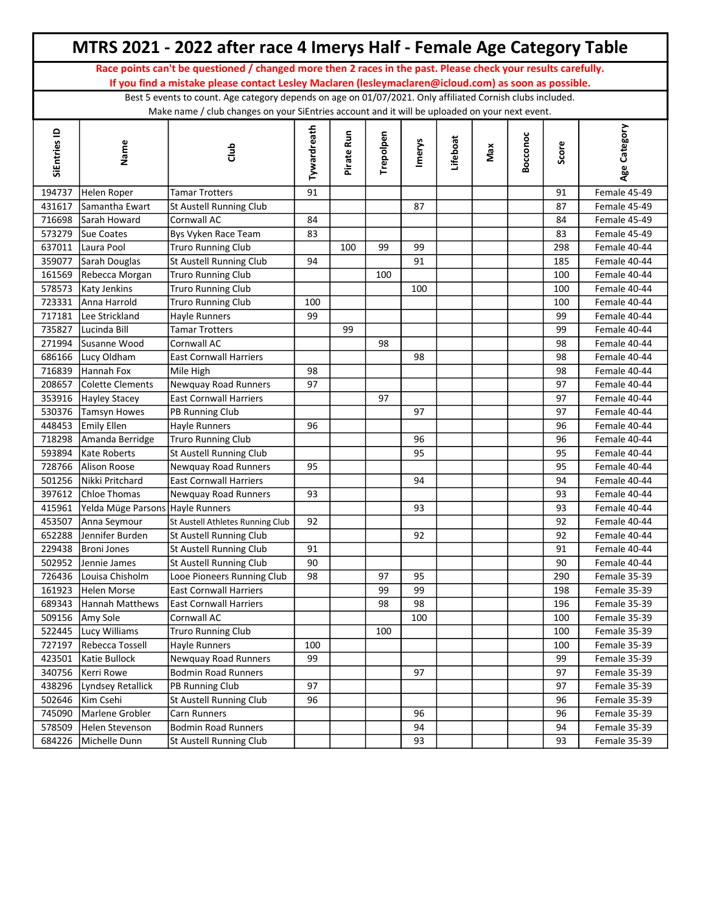# MTRS 2021 - 2022 after race 4 Imerys Half - Female Age Category Table

**Race points can't be questioned / changed more then 2 races in the past. Please check your results carefully.**
**If you find a mistake please contact Lesley Maclaren (lesleymaclaren@icloud.com) as soon as possible.**

Best 5 events to count. Age category depends on age on 01/07/2021. Only affiliated Cornish clubs included.
Make name / club changes on your SiEntries account and it will be uploaded on your next event.

| SiEntries ID | Name | Club | Tywardreath | Pirate Run | Trepolpen | Imerys | Lifeboat | Max | Bocconoc | Score | Age Category |
|---|---|---|---|---|---|---|---|---|---|---|---|
| 194737 | Helen Roper | Tamar Trotters | 91 | | | | | | | 91 | Female 45-49 |
| 431617 | Samantha Ewart | St Austell Running Club | | | | 87 | | | | 87 | Female 45-49 |
| 716698 | Sarah Howard | Cornwall AC | 84 | | | | | | | 84 | Female 45-49 |
| 573279 | Sue Coates | Bys Vyken Race Team | 83 | | | | | | | 83 | Female 45-49 |
| 637011 | Laura Pool | Truro Running Club | | 100 | 99 | 99 | | | | 298 | Female 40-44 |
| 359077 | Sarah Douglas | St Austell Running Club | 94 | | | 91 | | | | 185 | Female 40-44 |
| 161569 | Rebecca Morgan | Truro Running Club | | | 100 | | | | | 100 | Female 40-44 |
| 578573 | Katy Jenkins | Truro Running Club | | | | 100 | | | | 100 | Female 40-44 |
| 723331 | Anna Harrold | Truro Running Club | 100 | | | | | | | 100 | Female 40-44 |
| 717181 | Lee Strickland | Hayle Runners | 99 | | | | | | | 99 | Female 40-44 |
| 735827 | Lucinda Bill | Tamar Trotters | | 99 | | | | | | 99 | Female 40-44 |
| 271994 | Susanne Wood | Cornwall AC | | | 98 | | | | | 98 | Female 40-44 |
| 686166 | Lucy Oldham | East Cornwall Harriers | | | | 98 | | | | 98 | Female 40-44 |
| 716839 | Hannah Fox | Mile High | 98 | | | | | | | 98 | Female 40-44 |
| 208657 | Colette Clements | Newquay Road Runners | 97 | | | | | | | 97 | Female 40-44 |
| 353916 | Hayley Stacey | East Cornwall Harriers | | | 97 | | | | | 97 | Female 40-44 |
| 530376 | Tamsyn Howes | PB Running Club | | | | 97 | | | | 97 | Female 40-44 |
| 448453 | Emily Ellen | Hayle Runners | 96 | | | | | | | 96 | Female 40-44 |
| 718298 | Amanda Berridge | Truro Running Club | | | | 96 | | | | 96 | Female 40-44 |
| 593894 | Kate Roberts | St Austell Running Club | | | | 95 | | | | 95 | Female 40-44 |
| 728766 | Alison Roose | Newquay Road Runners | 95 | | | | | | | 95 | Female 40-44 |
| 501256 | Nikki Pritchard | East Cornwall Harriers | | | | 94 | | | | 94 | Female 40-44 |
| 397612 | Chloe Thomas | Newquay Road Runners | 93 | | | | | | | 93 | Female 40-44 |
| 415961 | Yelda Müge Parsons | Hayle Runners | | | | 93 | | | | 93 | Female 40-44 |
| 453507 | Anna Seymour | St Austell Athletes Running Club | 92 | | | | | | | 92 | Female 40-44 |
| 652288 | Jennifer Burden | St Austell Running Club | | | | 92 | | | | 92 | Female 40-44 |
| 229438 | Broni Jones | St Austell Running Club | 91 | | | | | | | 91 | Female 40-44 |
| 502952 | Jennie James | St Austell Running Club | 90 | | | | | | | 90 | Female 40-44 |
| 726436 | Louisa Chisholm | Looe Pioneers Running Club | 98 | | 97 | 95 | | | | 290 | Female 35-39 |
| 161923 | Helen Morse | East Cornwall Harriers | | | 99 | 99 | | | | 198 | Female 35-39 |
| 689343 | Hannah Matthews | East Cornwall Harriers | | | 98 | 98 | | | | 196 | Female 35-39 |
| 509156 | Amy Sole | Cornwall AC | | | | 100 | | | | 100 | Female 35-39 |
| 522445 | Lucy Williams | Truro Running Club | | | 100 | | | | | 100 | Female 35-39 |
| 727197 | Rebecca Tossell | Hayle Runners | 100 | | | | | | | 100 | Female 35-39 |
| 423501 | Katie Bullock | Newquay Road Runners | 99 | | | | | | | 99 | Female 35-39 |
| 340756 | Kerri Rowe | Bodmin Road Runners | | | | 97 | | | | 97 | Female 35-39 |
| 438296 | Lyndsey Retallick | PB Running Club | 97 | | | | | | | 97 | Female 35-39 |
| 502646 | Kim Csehi | St Austell Running Club | 96 | | | | | | | 96 | Female 35-39 |
| 745090 | Marlene Grobler | Carn Runners | | | | 96 | | | | 96 | Female 35-39 |
| 578509 | Helen Stevenson | Bodmin Road Runners | | | | 94 | | | | 94 | Female 35-39 |
| 684226 | Michelle Dunn | St Austell Running Club | | | | 93 | | | | 93 | Female 35-39 |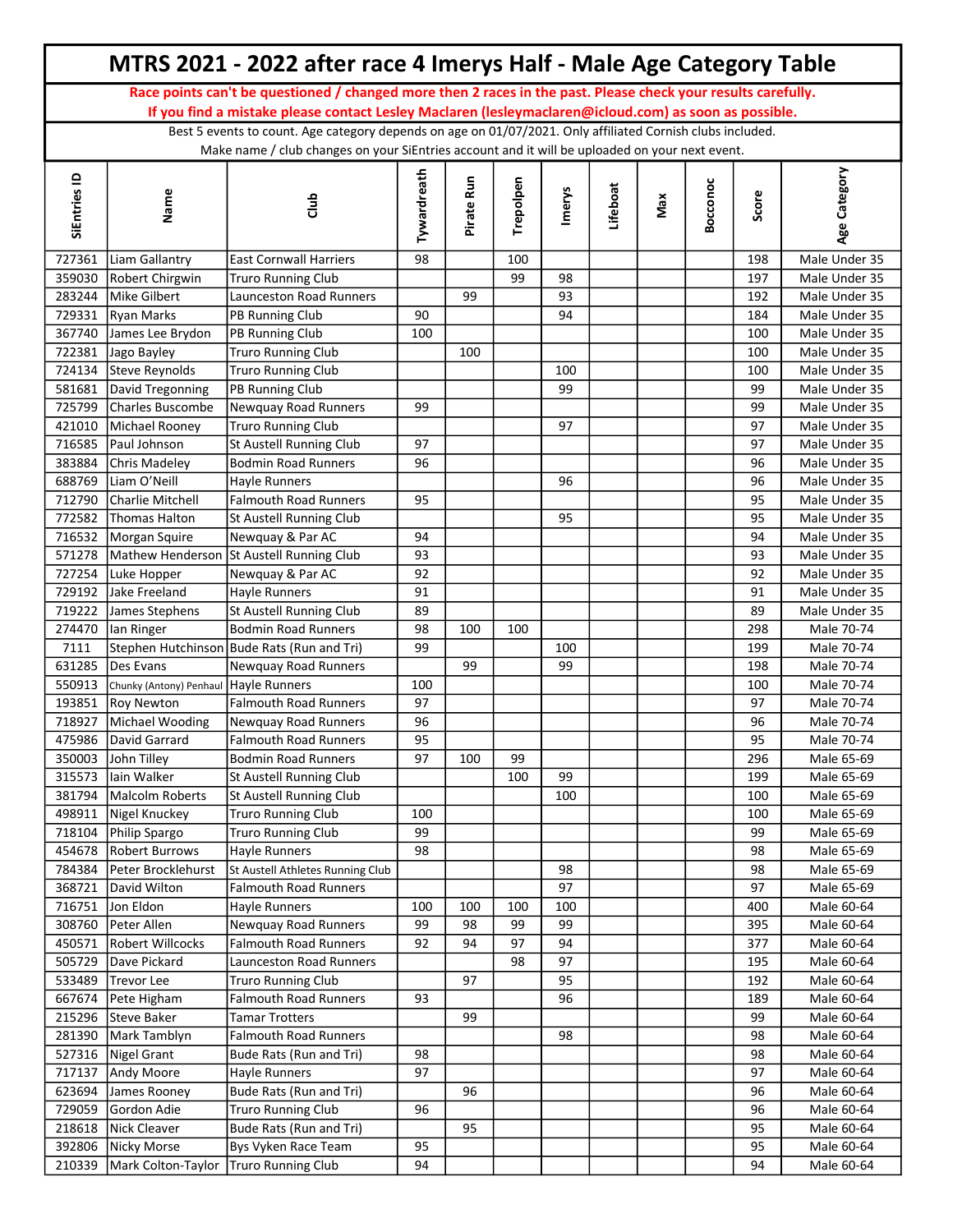# MTRS 2021 - 2022 after race 4 Imerys Half - Male Age Category Table

**Race points can't be questioned / changed more then 2 races in the past. Please check your results carefully.**
**If you find a mistake please contact Lesley Maclaren (lesleymaclaren@icloud.com) as soon as possible.**

Best 5 events to count. Age category depends on age on 01/07/2021. Only affiliated Cornish clubs included.
Make name / club changes on your SiEntries account and it will be uploaded on your next event.

| SiEntries ID | Name | Club | Tywardreath | Pirate Run | Trepolpen | Imerys | Lifeboat | Max | Bocconoc | Score | Age Category |
|---|---|---|---|---|---|---|---|---|---|---|---|
| 727361 | Liam Gallantry | East Cornwall Harriers | 98 | | 100 | | | | | 198 | Male Under 35 |
| 359030 | Robert Chirgwin | Truro Running Club | | | 99 | 98 | | | | 197 | Male Under 35 |
| 283244 | Mike Gilbert | Launceston Road Runners | | 99 | | 93 | | | | 192 | Male Under 35 |
| 729331 | Ryan Marks | PB Running Club | 90 | | | 94 | | | | 184 | Male Under 35 |
| 367740 | James Lee Brydon | PB Running Club | 100 | | | | | | | 100 | Male Under 35 |
| 722381 | Jago Bayley | Truro Running Club | | 100 | | | | | | 100 | Male Under 35 |
| 724134 | Steve Reynolds | Truro Running Club | | | | 100 | | | | 100 | Male Under 35 |
| 581681 | David Tregonning | PB Running Club | | | | 99 | | | | 99 | Male Under 35 |
| 725799 | Charles Buscombe | Newquay Road Runners | 99 | | | | | | | 99 | Male Under 35 |
| 421010 | Michael Rooney | Truro Running Club | | | | 97 | | | | 97 | Male Under 35 |
| 716585 | Paul Johnson | St Austell Running Club | 97 | | | | | | | 97 | Male Under 35 |
| 383884 | Chris Madeley | Bodmin Road Runners | 96 | | | | | | | 96 | Male Under 35 |
| 688769 | Liam O'Neill | Hayle Runners | | | | 96 | | | | 96 | Male Under 35 |
| 712790 | Charlie Mitchell | Falmouth Road Runners | 95 | | | | | | | 95 | Male Under 35 |
| 772582 | Thomas Halton | St Austell Running Club | | | | 95 | | | | 95 | Male Under 35 |
| 716532 | Morgan Squire | Newquay & Par AC | 94 | | | | | | | 94 | Male Under 35 |
| 571278 | Mathew Henderson | St Austell Running Club | 93 | | | | | | | 93 | Male Under 35 |
| 727254 | Luke Hopper | Newquay & Par AC | 92 | | | | | | | 92 | Male Under 35 |
| 729192 | Jake Freeland | Hayle Runners | 91 | | | | | | | 91 | Male Under 35 |
| 719222 | James Stephens | St Austell Running Club | 89 | | | | | | | 89 | Male Under 35 |
| 274470 | Ian Ringer | Bodmin Road Runners | 98 | 100 | 100 | | | | | 298 | Male 70-74 |
| 7111 | Stephen Hutchinson | Bude Rats (Run and Tri) | 99 | | | 100 | | | | 199 | Male 70-74 |
| 631285 | Des Evans | Newquay Road Runners | | 99 | | 99 | | | | 198 | Male 70-74 |
| 550913 | Chunky (Antony) Penhaul | Hayle Runners | 100 | | | | | | | 100 | Male 70-74 |
| 193851 | Roy Newton | Falmouth Road Runners | 97 | | | | | | | 97 | Male 70-74 |
| 718927 | Michael Wooding | Newquay Road Runners | 96 | | | | | | | 96 | Male 70-74 |
| 475986 | David Garrard | Falmouth Road Runners | 95 | | | | | | | 95 | Male 70-74 |
| 350003 | John Tilley | Bodmin Road Runners | 97 | 100 | 99 | | | | | 296 | Male 65-69 |
| 315573 | Iain Walker | St Austell Running Club | | | 100 | 99 | | | | 199 | Male 65-69 |
| 381794 | Malcolm Roberts | St Austell Running Club | | | | 100 | | | | 100 | Male 65-69 |
| 498911 | Nigel Knuckey | Truro Running Club | 100 | | | | | | | 100 | Male 65-69 |
| 718104 | Philip Spargo | Truro Running Club | 99 | | | | | | | 99 | Male 65-69 |
| 454678 | Robert Burrows | Hayle Runners | 98 | | | | | | | 98 | Male 65-69 |
| 784384 | Peter Brocklehurst | St Austell Athletes Running Club | | | | 98 | | | | 98 | Male 65-69 |
| 368721 | David Wilton | Falmouth Road Runners | | | | 97 | | | | 97 | Male 65-69 |
| 716751 | Jon Eldon | Hayle Runners | 100 | 100 | 100 | 100 | | | | 400 | Male 60-64 |
| 308760 | Peter Allen | Newquay Road Runners | 99 | 98 | 99 | 99 | | | | 395 | Male 60-64 |
| 450571 | Robert Willcocks | Falmouth Road Runners | 92 | 94 | 97 | 94 | | | | 377 | Male 60-64 |
| 505729 | Dave Pickard | Launceston Road Runners | | | 98 | 97 | | | | 195 | Male 60-64 |
| 533489 | Trevor Lee | Truro Running Club | | 97 | | 95 | | | | 192 | Male 60-64 |
| 667674 | Pete Higham | Falmouth Road Runners | 93 | | | 96 | | | | 189 | Male 60-64 |
| 215296 | Steve Baker | Tamar Trotters | | 99 | | | | | | 99 | Male 60-64 |
| 281390 | Mark Tamblyn | Falmouth Road Runners | | | | 98 | | | | 98 | Male 60-64 |
| 527316 | Nigel Grant | Bude Rats (Run and Tri) | 98 | | | | | | | 98 | Male 60-64 |
| 717137 | Andy Moore | Hayle Runners | 97 | | | | | | | 97 | Male 60-64 |
| 623694 | James Rooney | Bude Rats (Run and Tri) | | 96 | | | | | | 96 | Male 60-64 |
| 729059 | Gordon Adie | Truro Running Club | 96 | | | | | | | 96 | Male 60-64 |
| 218618 | Nick Cleaver | Bude Rats (Run and Tri) | | 95 | | | | | | 95 | Male 60-64 |
| 392806 | Nicky Morse | Bys Vyken Race Team | 95 | | | | | | | 95 | Male 60-64 |
| 210339 | Mark Colton-Taylor | Truro Running Club | 94 | | | | | | | 94 | Male 60-64 |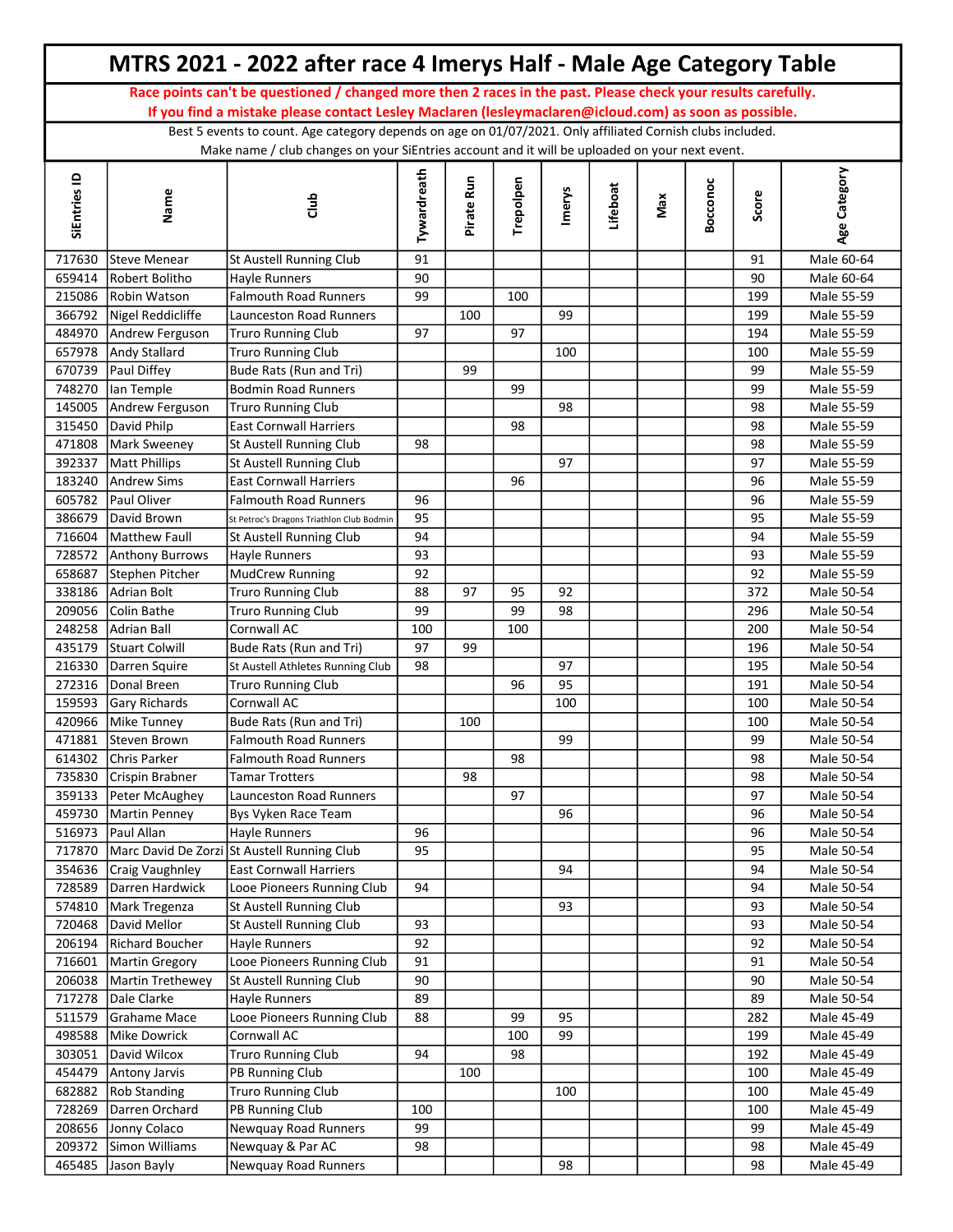# MTRS 2021 - 2022 after race 4 Imerys Half - Male Age Category Table

**Race points can't be questioned / changed more then 2 races in the past. Please check your results carefully.**
**If you find a mistake please contact Lesley Maclaren (lesleymaclaren@icloud.com) as soon as possible.**

Best 5 events to count. Age category depends on age on 01/07/2021. Only affiliated Cornish clubs included.
Make name / club changes on your SiEntries account and it will be uploaded on your next event.

| SiEntries ID | Name | Club | Tywardreath | Pirate Run | Trepolpen | Imerys | Lifeboat | Max | Bocconoc | Score | Age Category |
|---|---|---|---|---|---|---|---|---|---|---|---|
| 717630 | Steve Menear | St Austell Running Club | 91 | | | | | | | 91 | Male 60-64 |
| 659414 | Robert Bolitho | Hayle Runners | 90 | | | | | | | 90 | Male 60-64 |
| 215086 | Robin Watson | Falmouth Road Runners | 99 | | 100 | | | | | 199 | Male 55-59 |
| 366792 | Nigel Reddicliffe | Launceston Road Runners | | 100 | | 99 | | | | 199 | Male 55-59 |
| 484970 | Andrew Ferguson | Truro Running Club | 97 | | 97 | | | | | 194 | Male 55-59 |
| 657978 | Andy Stallard | Truro Running Club | | | | 100 | | | | 100 | Male 55-59 |
| 670739 | Paul Diffey | Bude Rats (Run and Tri) | | 99 | | | | | | 99 | Male 55-59 |
| 748270 | Ian Temple | Bodmin Road Runners | | | 99 | | | | | 99 | Male 55-59 |
| 145005 | Andrew Ferguson | Truro Running Club | | | | 98 | | | | 98 | Male 55-59 |
| 315450 | David Philp | East Cornwall Harriers | | | 98 | | | | | 98 | Male 55-59 |
| 471808 | Mark Sweeney | St Austell Running Club | 98 | | | | | | | 98 | Male 55-59 |
| 392337 | Matt Phillips | St Austell Running Club | | | | 97 | | | | 97 | Male 55-59 |
| 183240 | Andrew Sims | East Cornwall Harriers | | | 96 | | | | | 96 | Male 55-59 |
| 605782 | Paul Oliver | Falmouth Road Runners | 96 | | | | | | | 96 | Male 55-59 |
| 386679 | David Brown | St Petroc's Dragons Triathlon Club Bodmin | 95 | | | | | | | 95 | Male 55-59 |
| 716604 | Matthew Faull | St Austell Running Club | 94 | | | | | | | 94 | Male 55-59 |
| 728572 | Anthony Burrows | Hayle Runners | 93 | | | | | | | 93 | Male 55-59 |
| 658687 | Stephen Pitcher | MudCrew Running | 92 | | | | | | | 92 | Male 55-59 |
| 338186 | Adrian Bolt | Truro Running Club | 88 | 97 | 95 | 92 | | | | 372 | Male 50-54 |
| 209056 | Colin Bathe | Truro Running Club | 99 | | 99 | 98 | | | | 296 | Male 50-54 |
| 248258 | Adrian Ball | Cornwall AC | 100 | | 100 | | | | | 200 | Male 50-54 |
| 435179 | Stuart Colwill | Bude Rats (Run and Tri) | 97 | 99 | | | | | | 196 | Male 50-54 |
| 216330 | Darren Squire | St Austell Athletes Running Club | 98 | | | 97 | | | | 195 | Male 50-54 |
| 272316 | Donal Breen | Truro Running Club | | | 96 | 95 | | | | 191 | Male 50-54 |
| 159593 | Gary Richards | Cornwall AC | | | | 100 | | | | 100 | Male 50-54 |
| 420966 | Mike Tunney | Bude Rats (Run and Tri) | | 100 | | | | | | 100 | Male 50-54 |
| 471881 | Steven Brown | Falmouth Road Runners | | | | 99 | | | | 99 | Male 50-54 |
| 614302 | Chris Parker | Falmouth Road Runners | | | 98 | | | | | 98 | Male 50-54 |
| 735830 | Crispin Brabner | Tamar Trotters | | 98 | | | | | | 98 | Male 50-54 |
| 359133 | Peter McAughey | Launceston Road Runners | | | 97 | | | | | 97 | Male 50-54 |
| 459730 | Martin Penney | Bys Vyken Race Team | | | | 96 | | | | 96 | Male 50-54 |
| 516973 | Paul Allan | Hayle Runners | 96 | | | | | | | 96 | Male 50-54 |
| 717870 | Marc David De Zorzi | St Austell Running Club | 95 | | | | | | | 95 | Male 50-54 |
| 354636 | Craig Vaughnley | East Cornwall Harriers | | | | 94 | | | | 94 | Male 50-54 |
| 728589 | Darren Hardwick | Looe Pioneers Running Club | 94 | | | | | | | 94 | Male 50-54 |
| 574810 | Mark Tregenza | St Austell Running Club | | | | 93 | | | | 93 | Male 50-54 |
| 720468 | David Mellor | St Austell Running Club | 93 | | | | | | | 93 | Male 50-54 |
| 206194 | Richard Boucher | Hayle Runners | 92 | | | | | | | 92 | Male 50-54 |
| 716601 | Martin Gregory | Looe Pioneers Running Club | 91 | | | | | | | 91 | Male 50-54 |
| 206038 | Martin Trethewey | St Austell Running Club | 90 | | | | | | | 90 | Male 50-54 |
| 717278 | Dale Clarke | Hayle Runners | 89 | | | | | | | 89 | Male 50-54 |
| 511579 | Grahame Mace | Looe Pioneers Running Club | 88 | | 99 | 95 | | | | 282 | Male 45-49 |
| 498588 | Mike Dowrick | Cornwall AC | | | 100 | 99 | | | | 199 | Male 45-49 |
| 303051 | David Wilcox | Truro Running Club | 94 | | 98 | | | | | 192 | Male 45-49 |
| 454479 | Antony Jarvis | PB Running Club | | 100 | | | | | | 100 | Male 45-49 |
| 682882 | Rob Standing | Truro Running Club | | | | 100 | | | | 100 | Male 45-49 |
| 728269 | Darren Orchard | PB Running Club | 100 | | | | | | | 100 | Male 45-49 |
| 208656 | Jonny Colaco | Newquay Road Runners | 99 | | | | | | | 99 | Male 45-49 |
| 209372 | Simon Williams | Newquay & Par AC | 98 | | | | | | | 98 | Male 45-49 |
| 465485 | Jason Bayly | Newquay Road Runners | | | | 98 | | | | 98 | Male 45-49 |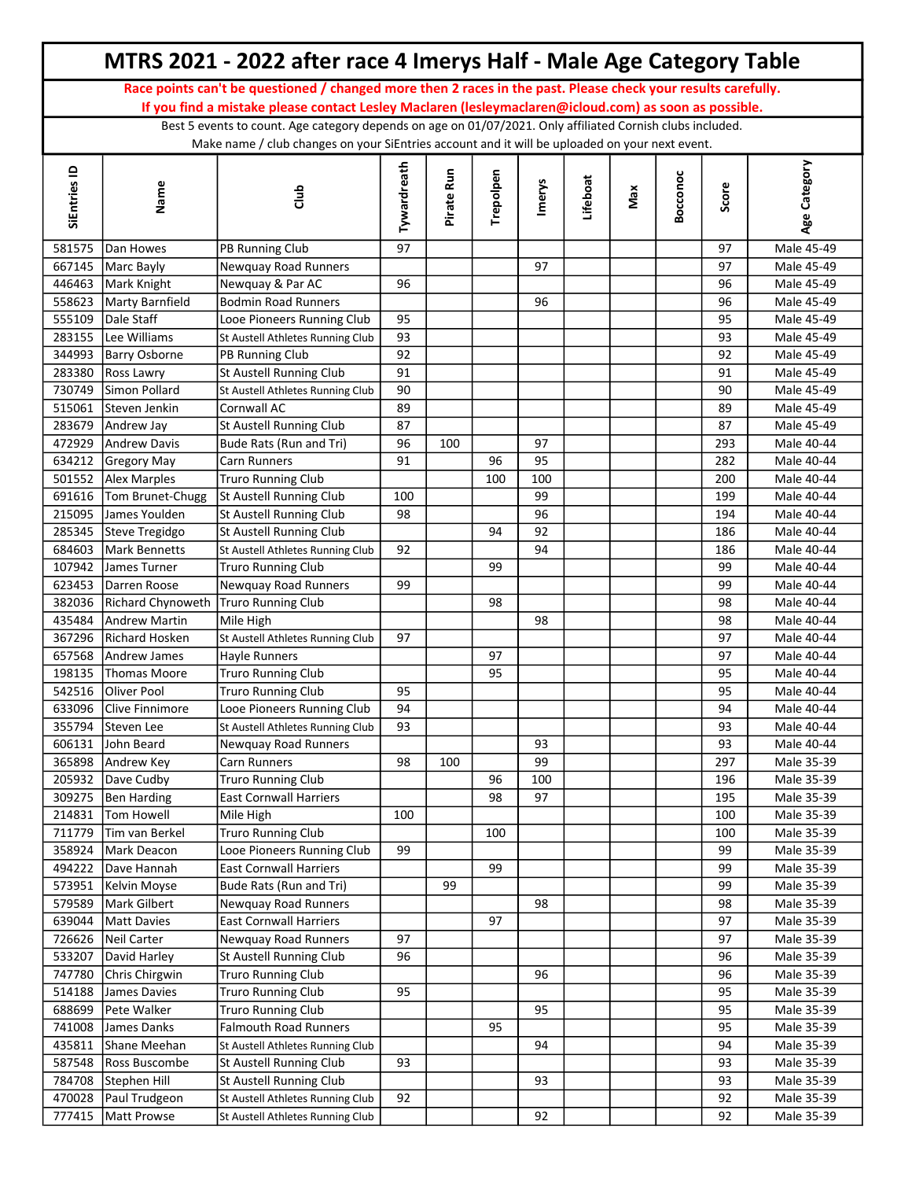# MTRS 2021 - 2022 after race 4 Imerys Half - Male Age Category Table

**Race points can't be questioned / changed more then 2 races in the past. Please check your results carefully.**
**If you find a mistake please contact Lesley Maclaren (lesleymaclaren@icloud.com) as soon as possible.**

Best 5 events to count. Age category depends on age on 01/07/2021. Only affiliated Cornish clubs included.
Make name / club changes on your SiEntries account and it will be uploaded on your next event.

| SiEntries ID | Name | Club | Tywardreath | Pirate Run | Trepolpen | Imerys | Lifeboat | Max | Bocconoc | Score | Age Category |
|---|---|---|---|---|---|---|---|---|---|---|---|
| 581575 | Dan Howes | PB Running Club | 97 | | | | | | | 97 | Male 45-49 |
| 667145 | Marc Bayly | Newquay Road Runners | | | | 97 | | | | 97 | Male 45-49 |
| 446463 | Mark Knight | Newquay & Par AC | 96 | | | | | | | 96 | Male 45-49 |
| 558623 | Marty Barnfield | Bodmin Road Runners | | | | 96 | | | | 96 | Male 45-49 |
| 555109 | Dale Staff | Looe Pioneers Running Club | 95 | | | | | | | 95 | Male 45-49 |
| 283155 | Lee Williams | St Austell Athletes Running Club | 93 | | | | | | | 93 | Male 45-49 |
| 344993 | Barry Osborne | PB Running Club | 92 | | | | | | | 92 | Male 45-49 |
| 283380 | Ross Lawry | St Austell Running Club | 91 | | | | | | | 91 | Male 45-49 |
| 730749 | Simon Pollard | St Austell Athletes Running Club | 90 | | | | | | | 90 | Male 45-49 |
| 515061 | Steven Jenkin | Cornwall AC | 89 | | | | | | | 89 | Male 45-49 |
| 283679 | Andrew Jay | St Austell Running Club | 87 | | | | | | | 87 | Male 45-49 |
| 472929 | Andrew Davis | Bude Rats (Run and Tri) | 96 | 100 | | 97 | | | | 293 | Male 40-44 |
| 634212 | Gregory May | Carn Runners | 91 | | 96 | 95 | | | | 282 | Male 40-44 |
| 501552 | Alex Marples | Truro Running Club | | | 100 | 100 | | | | 200 | Male 40-44 |
| 691616 | Tom Brunet-Chugg | St Austell Running Club | 100 | | | 99 | | | | 199 | Male 40-44 |
| 215095 | James Youlden | St Austell Running Club | 98 | | | 96 | | | | 194 | Male 40-44 |
| 285345 | Steve Tregidgo | St Austell Running Club | | | 94 | 92 | | | | 186 | Male 40-44 |
| 684603 | Mark Bennetts | St Austell Athletes Running Club | 92 | | | 94 | | | | 186 | Male 40-44 |
| 107942 | James Turner | Truro Running Club | | | 99 | | | | | 99 | Male 40-44 |
| 623453 | Darren Roose | Newquay Road Runners | 99 | | | | | | | 99 | Male 40-44 |
| 382036 | Richard Chynoweth | Truro Running Club | | | 98 | | | | | 98 | Male 40-44 |
| 435484 | Andrew Martin | Mile High | | | | 98 | | | | 98 | Male 40-44 |
| 367296 | Richard Hosken | St Austell Athletes Running Club | 97 | | | | | | | 97 | Male 40-44 |
| 657568 | Andrew James | Hayle Runners | | | 97 | | | | | 97 | Male 40-44 |
| 198135 | Thomas Moore | Truro Running Club | | | 95 | | | | | 95 | Male 40-44 |
| 542516 | Oliver Pool | Truro Running Club | 95 | | | | | | | 95 | Male 40-44 |
| 633096 | Clive Finnimore | Looe Pioneers Running Club | 94 | | | | | | | 94 | Male 40-44 |
| 355794 | Steven Lee | St Austell Athletes Running Club | 93 | | | | | | | 93 | Male 40-44 |
| 606131 | John Beard | Newquay Road Runners | | | | 93 | | | | 93 | Male 40-44 |
| 365898 | Andrew Key | Carn Runners | 98 | 100 | | 99 | | | | 297 | Male 35-39 |
| 205932 | Dave Cudby | Truro Running Club | | | 96 | 100 | | | | 196 | Male 35-39 |
| 309275 | Ben Harding | East Cornwall Harriers | | | 98 | 97 | | | | 195 | Male 35-39 |
| 214831 | Tom Howell | Mile High | 100 | | | | | | | 100 | Male 35-39 |
| 711779 | Tim van Berkel | Truro Running Club | | | 100 | | | | | 100 | Male 35-39 |
| 358924 | Mark Deacon | Looe Pioneers Running Club | 99 | | | | | | | 99 | Male 35-39 |
| 494222 | Dave Hannah | East Cornwall Harriers | | | 99 | | | | | 99 | Male 35-39 |
| 573951 | Kelvin Moyse | Bude Rats (Run and Tri) | | 99 | | | | | | 99 | Male 35-39 |
| 579589 | Mark Gilbert | Newquay Road Runners | | | | 98 | | | | 98 | Male 35-39 |
| 639044 | Matt Davies | East Cornwall Harriers | | | 97 | | | | | 97 | Male 35-39 |
| 726626 | Neil Carter | Newquay Road Runners | 97 | | | | | | | 97 | Male 35-39 |
| 533207 | David Harley | St Austell Running Club | 96 | | | | | | | 96 | Male 35-39 |
| 747780 | Chris Chirgwin | Truro Running Club | | | | 96 | | | | 96 | Male 35-39 |
| 514188 | James Davies | Truro Running Club | 95 | | | | | | | 95 | Male 35-39 |
| 688699 | Pete Walker | Truro Running Club | | | | 95 | | | | 95 | Male 35-39 |
| 741008 | James Danks | Falmouth Road Runners | | | 95 | | | | | 95 | Male 35-39 |
| 435811 | Shane Meehan | St Austell Athletes Running Club | | | | 94 | | | | 94 | Male 35-39 |
| 587548 | Ross Buscombe | St Austell Running Club | 93 | | | | | | | 93 | Male 35-39 |
| 784708 | Stephen Hill | St Austell Running Club | | | | 93 | | | | 93 | Male 35-39 |
| 470028 | Paul Trudgeon | St Austell Athletes Running Club | 92 | | | | | | | 92 | Male 35-39 |
| 777415 | Matt Prowse | St Austell Athletes Running Club | | | | 92 | | | | 92 | Male 35-39 |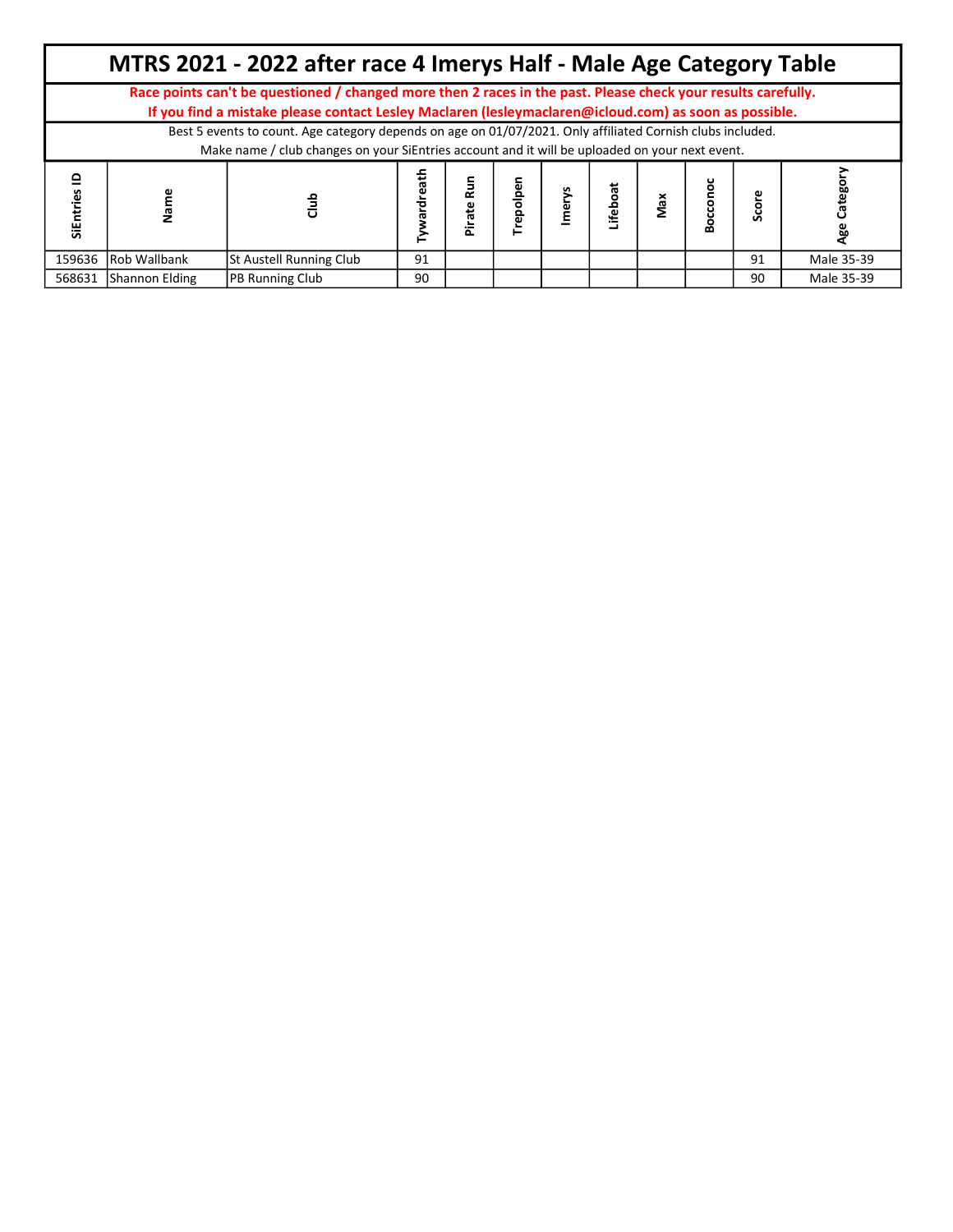# MTRS 2021 - 2022 after race 4 Imerys Half - Male Age Category Table

**Race points can't be questioned / changed more then 2 races in the past. Please check your results carefully.**
**If you find a mistake please contact Lesley Maclaren (lesleymaclaren@icloud.com) as soon as possible.**

Best 5 events to count. Age category depends on age on 01/07/2021. Only affiliated Cornish clubs included.
Make name / club changes on your SiEntries account and it will be uploaded on your next event.

| SiEntries ID | Name | Club | Tywardreath | Pirate Run | Trepolpen | Imerys | Lifeboat | Max | Bocconoc | Score | Age Category |
|---|---|---|---|---|---|---|---|---|---|---|---|
| 159636 | Rob Wallbank | St Austell Running Club | 91 | | | | | | | 91 | Male 35-39 |
| 568631 | Shannon Elding | PB Running Club | 90 | | | | | | | 90 | Male 35-39 |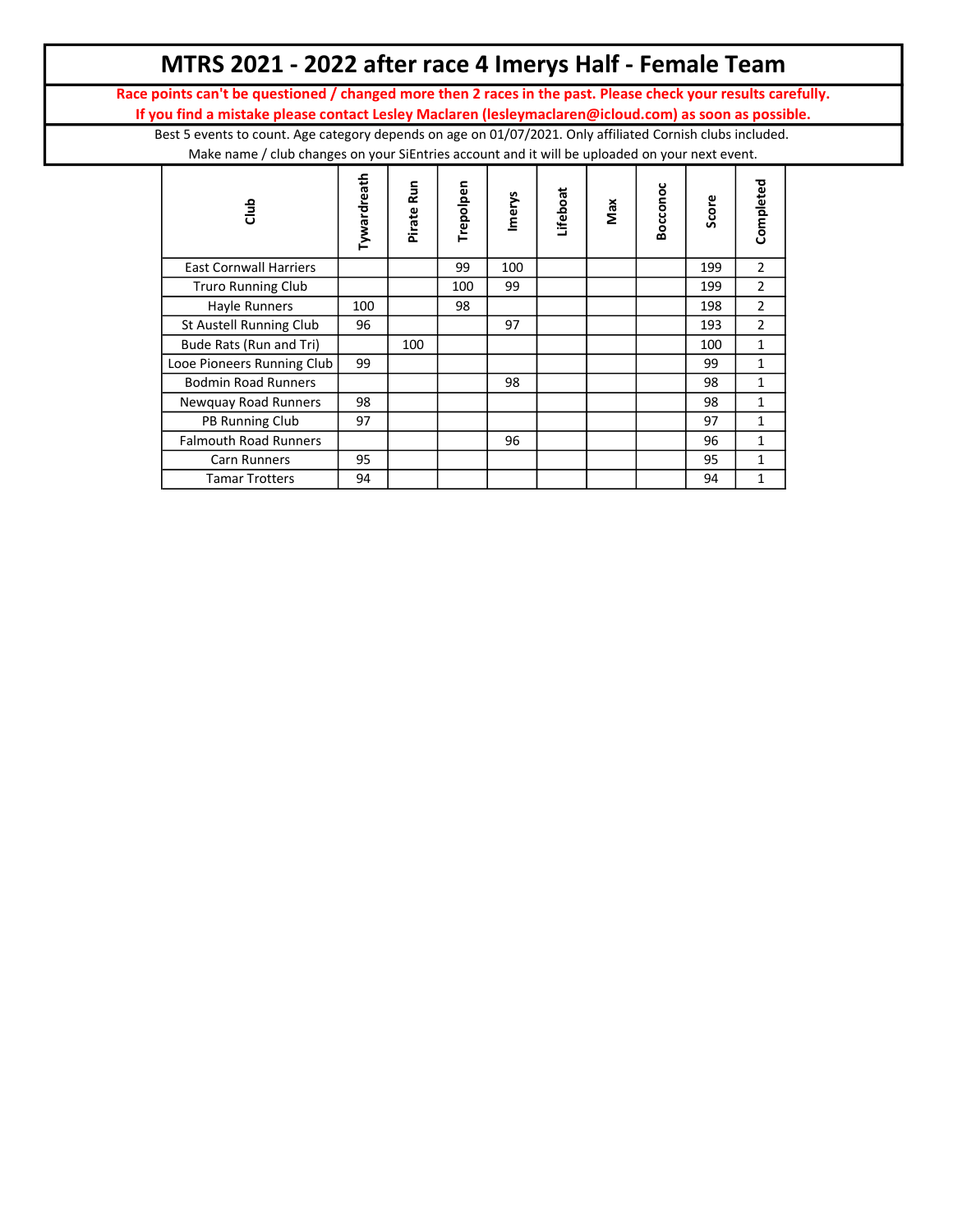# MTRS 2021 - 2022 after race 4 Imerys Half - Female Team

**Race points can't be questioned / changed more then 2 races in the past. Please check your results carefully.**
**If you find a mistake please contact Lesley Maclaren (lesleymaclaren@icloud.com) as soon as possible.**

Best 5 events to count. Age category depends on age on 01/07/2021. Only affiliated Cornish clubs included.
Make name / club changes on your SiEntries account and it will be uploaded on your next event.

| Club | Tywardreath | Pirate Run | Trepolpen | Imerys | Lifeboat | Max | Bocconoc | Score | Completed |
|---|---|---|---|---|---|---|---|---|---|
| East Cornwall Harriers | | | 99 | 100 | | | | 199 | 2 |
| Truro Running Club | | | 100 | 99 | | | | 199 | 2 |
| Hayle Runners | 100 | | 98 | | | | | 198 | 2 |
| St Austell Running Club | 96 | | | 97 | | | | 193 | 2 |
| Bude Rats (Run and Tri) | | 100 | | | | | | 100 | 1 |
| Looe Pioneers Running Club | 99 | | | | | | | 99 | 1 |
| Bodmin Road Runners | | | | 98 | | | | 98 | 1 |
| Newquay Road Runners | 98 | | | | | | | 98 | 1 |
| PB Running Club | 97 | | | | | | | 97 | 1 |
| Falmouth Road Runners | | | | 96 | | | | 96 | 1 |
| Carn Runners | 95 | | | | | | | 95 | 1 |
| Tamar Trotters | 94 | | | | | | | 94 | 1 |